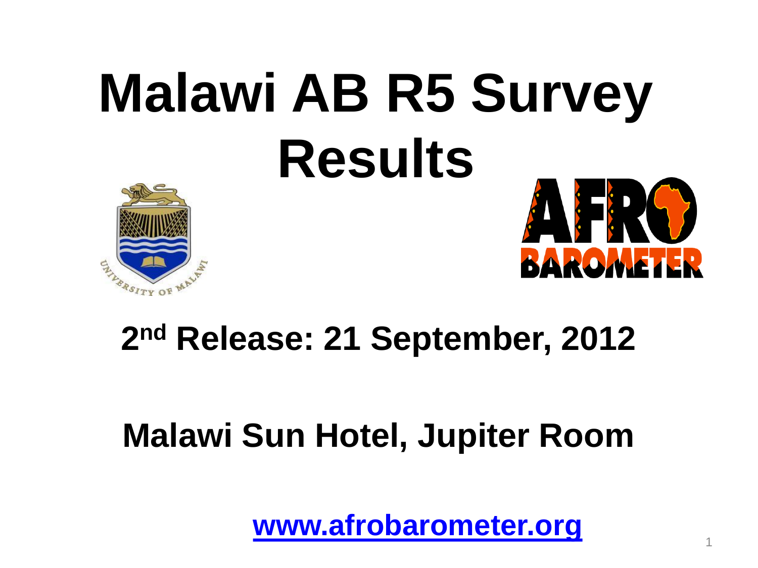# Malawi AB R5 Survey Results

## 2nd Release: 21 September, 2012

## Malawi Sun Hotel, Jupiter Room

[www.afrobarometer.org](http://www.afrobarometer.org)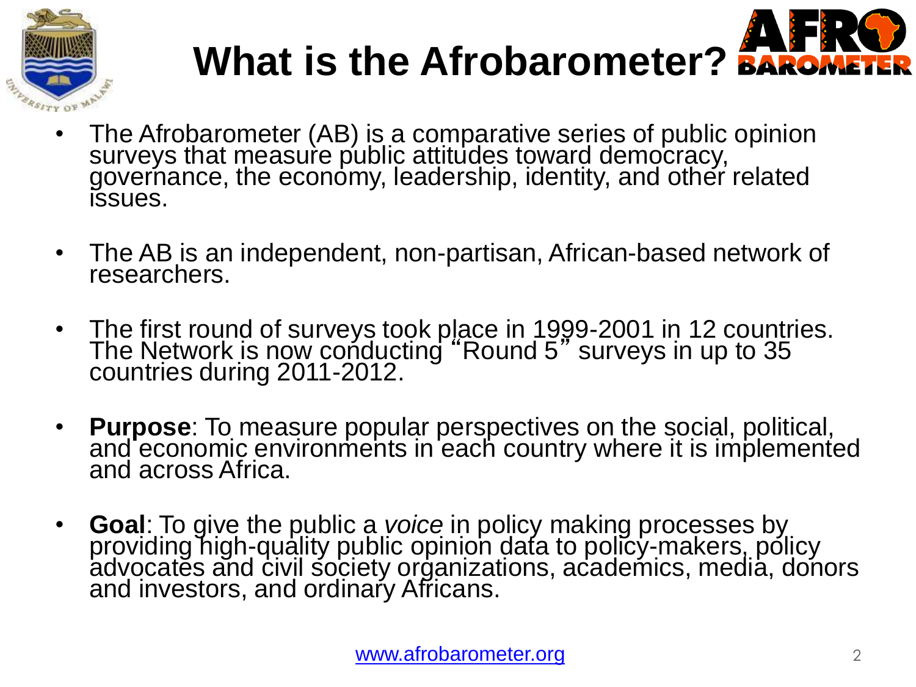# What is the Afrobarometer?

- The Afrobarometer (AB) is a comparative series of public opinion surveys that measure public attitudes toward democracy, governance, the economy, leadership, identity, and other related issues.

- The AB is an independent, non-partisan, African-based network of researchers.

- The first round of surveys took place in 1999-2001 in 12 countries. The Network is now conducting "Round 5" surveys in up to 35 countries during 2011-2012.

- **Purpose**: To measure popular perspectives on the social, political, and economic environments in each country where it is implemented and across Africa.

- **Goal**: To give the public a *voice* in policy making processes by providing high-quality public opinion data to policy-makers, policy advocates and civil society organizations, academics, media, donors and investors, and ordinary Africans.

www.afrobarometer.org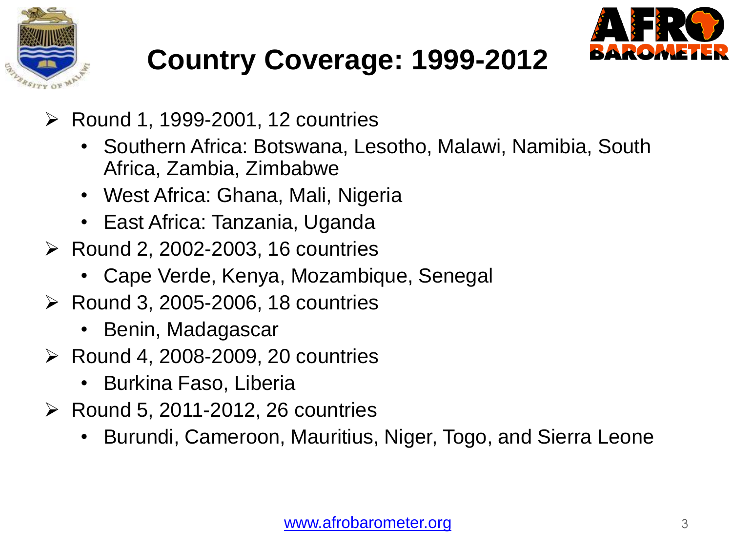# Country Coverage: 1999-2012

- Round 1, 1999-2001, 12 countries
  - Southern Africa: Botswana, Lesotho, Malawi, Namibia, South Africa, Zambia, Zimbabwe
  - West Africa: Ghana, Mali, Nigeria
  - East Africa: Tanzania, Uganda
- Round 2, 2002-2003, 16 countries
  - Cape Verde, Kenya, Mozambique, Senegal
- Round 3, 2005-2006, 18 countries
  - Benin, Madagascar
- Round 4, 2008-2009, 20 countries
  - Burkina Faso, Liberia
- Round 5, 2011-2012, 26 countries
  - Burundi, Cameroon, Mauritius, Niger, Togo, and Sierra Leone

www.afrobarometer.org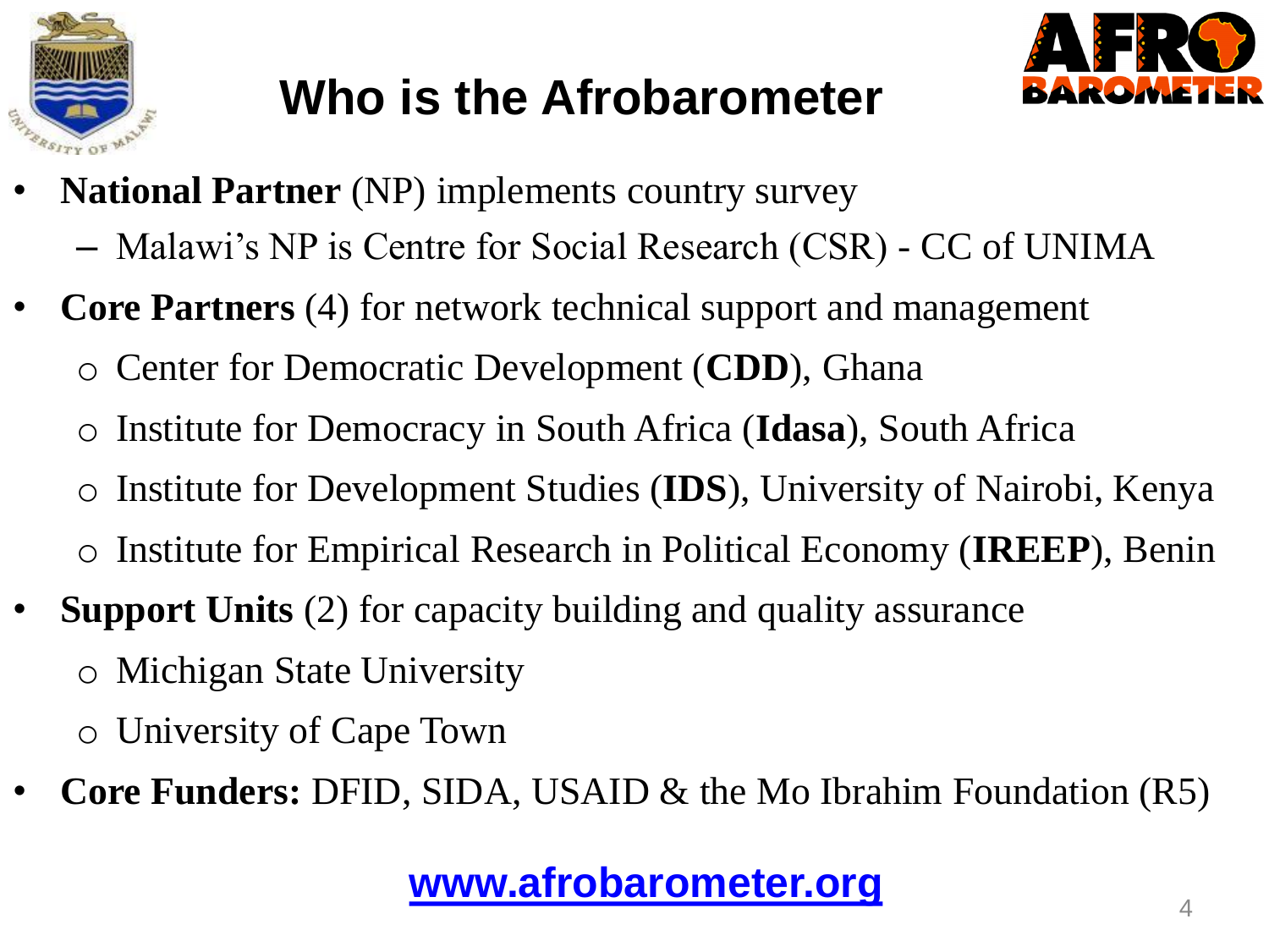# Who is the Afrobarometer

- **National Partner** (NP) implements country survey
  - Malawi's NP is Centre for Social Research (CSR) - CC of UNIMA
- **Core Partners** (4) for network technical support and management
  - Center for Democratic Development (**CDD**), Ghana
  - Institute for Democracy in South Africa (**Idasa**), South Africa
  - Institute for Development Studies (**IDS**), University of Nairobi, Kenya
  - Institute for Empirical Research in Political Economy (**IREEP**), Benin
- **Support Units** (2) for capacity building and quality assurance
  - Michigan State University
  - University of Cape Town
- **Core Funders:** DFID, SIDA, USAID & the Mo Ibrahim Foundation (R5)

**www.afrobarometer.org**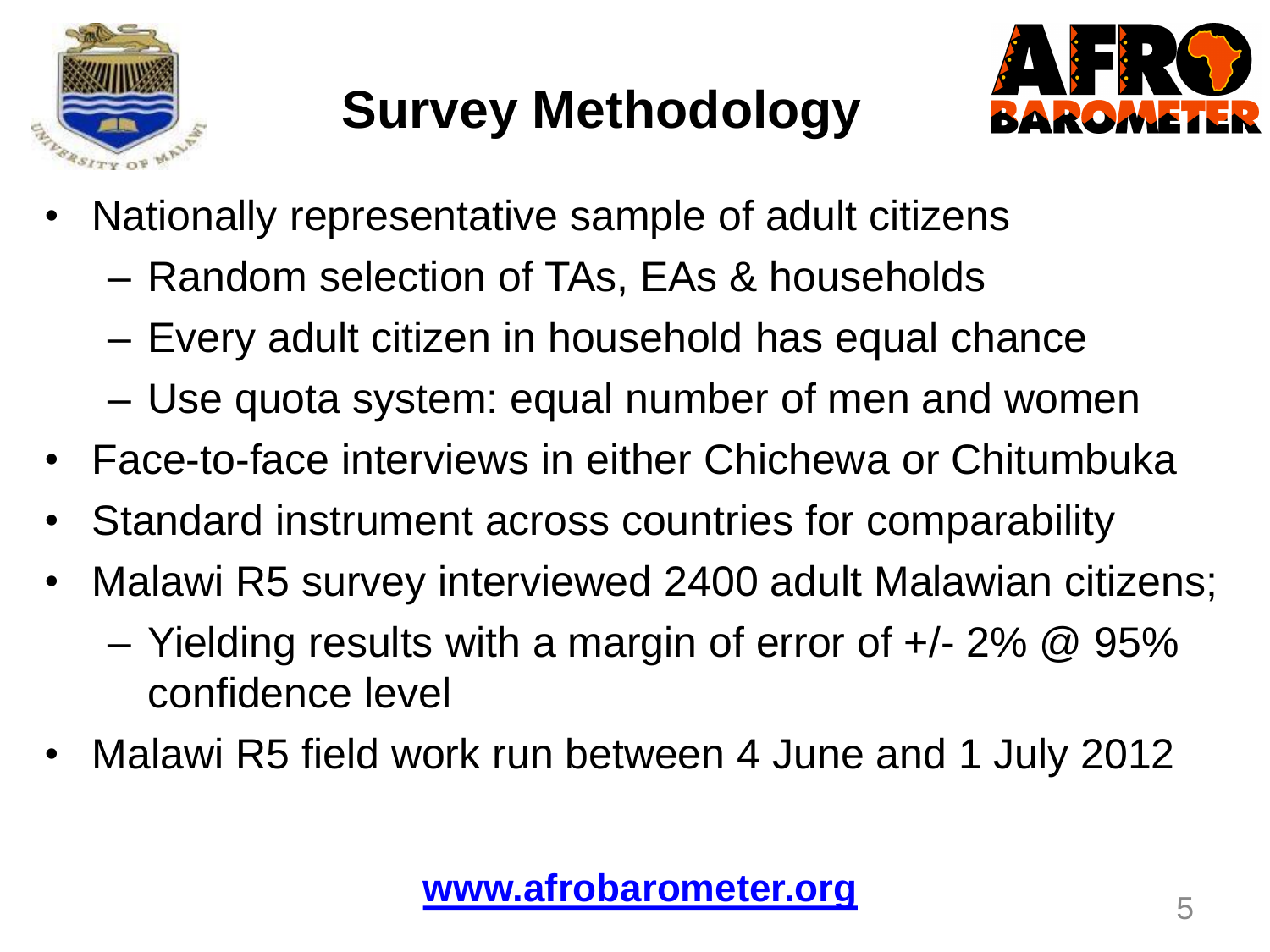# Survey Methodology

- Nationally representative sample of adult citizens
  - Random selection of TAs, EAs & households
  - Every adult citizen in household has equal chance
  - Use quota system: equal number of men and women
- Face-to-face interviews in either Chichewa or Chitumbuka
- Standard instrument across countries for comparability
- Malawi R5 survey interviewed 2400 adult Malawian citizens;
  - Yielding results with a margin of error of +/- 2% @ 95% confidence level
- Malawi R5 field work run between 4 June and 1 July 2012

**www.afrobarometer.org**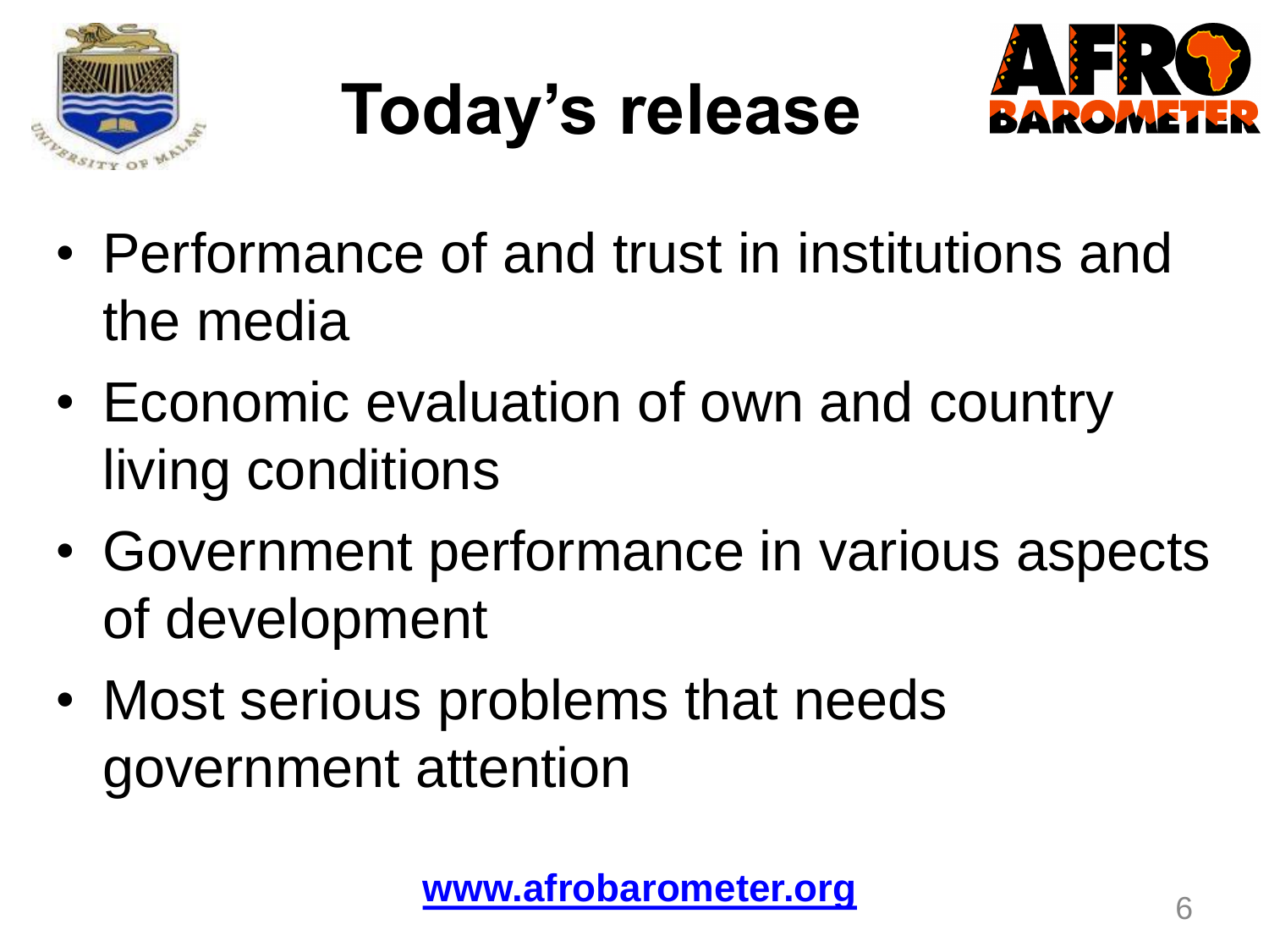# Today's release

- Performance of and trust in institutions and the media
- Economic evaluation of own and country living conditions
- Government performance in various aspects of development
- Most serious problems that needs government attention

**www.afrobarometer.org**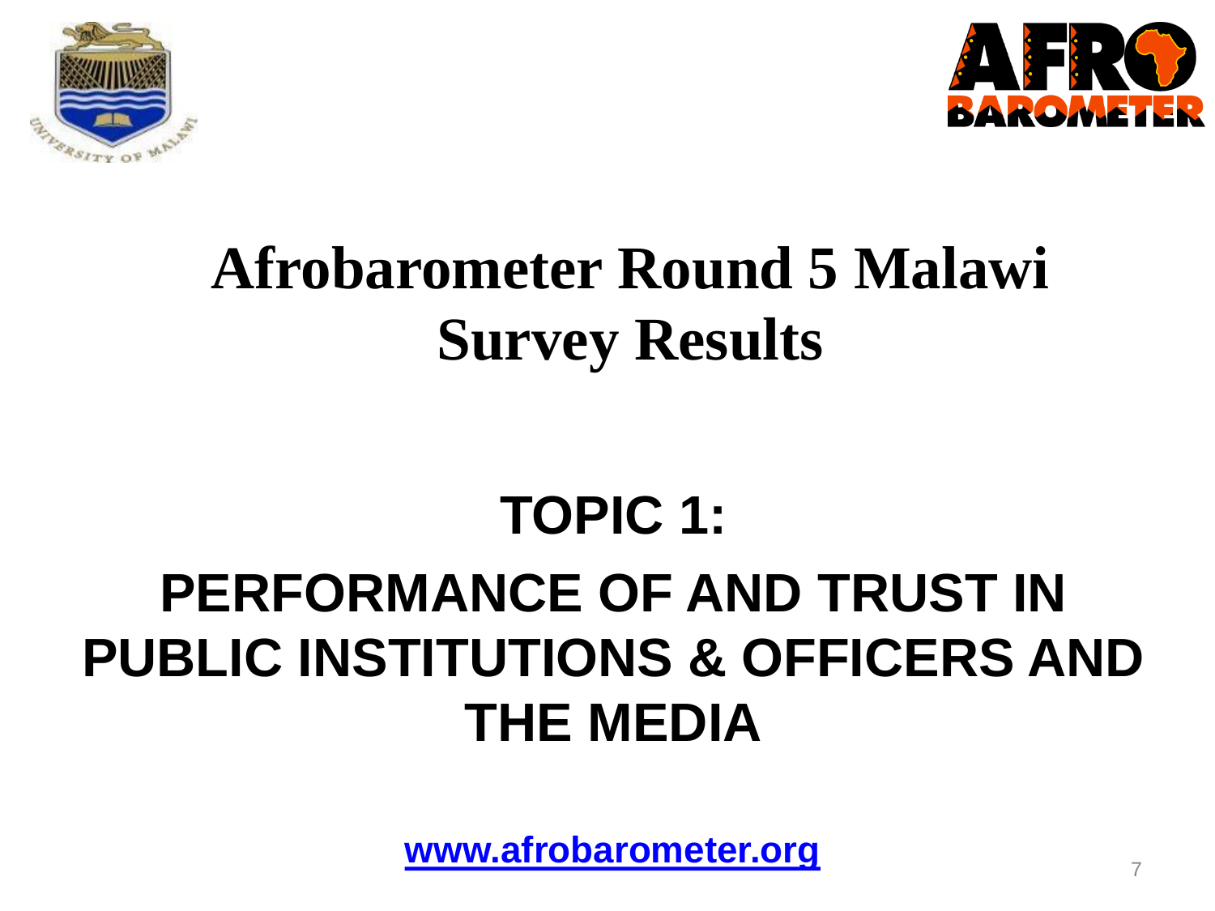# Afrobarometer Round 5 Malawi Survey Results

## TOPIC 1:

## PERFORMANCE OF AND TRUST IN PUBLIC INSTITUTIONS & OFFICERS AND THE MEDIA

**www.afrobarometer.org**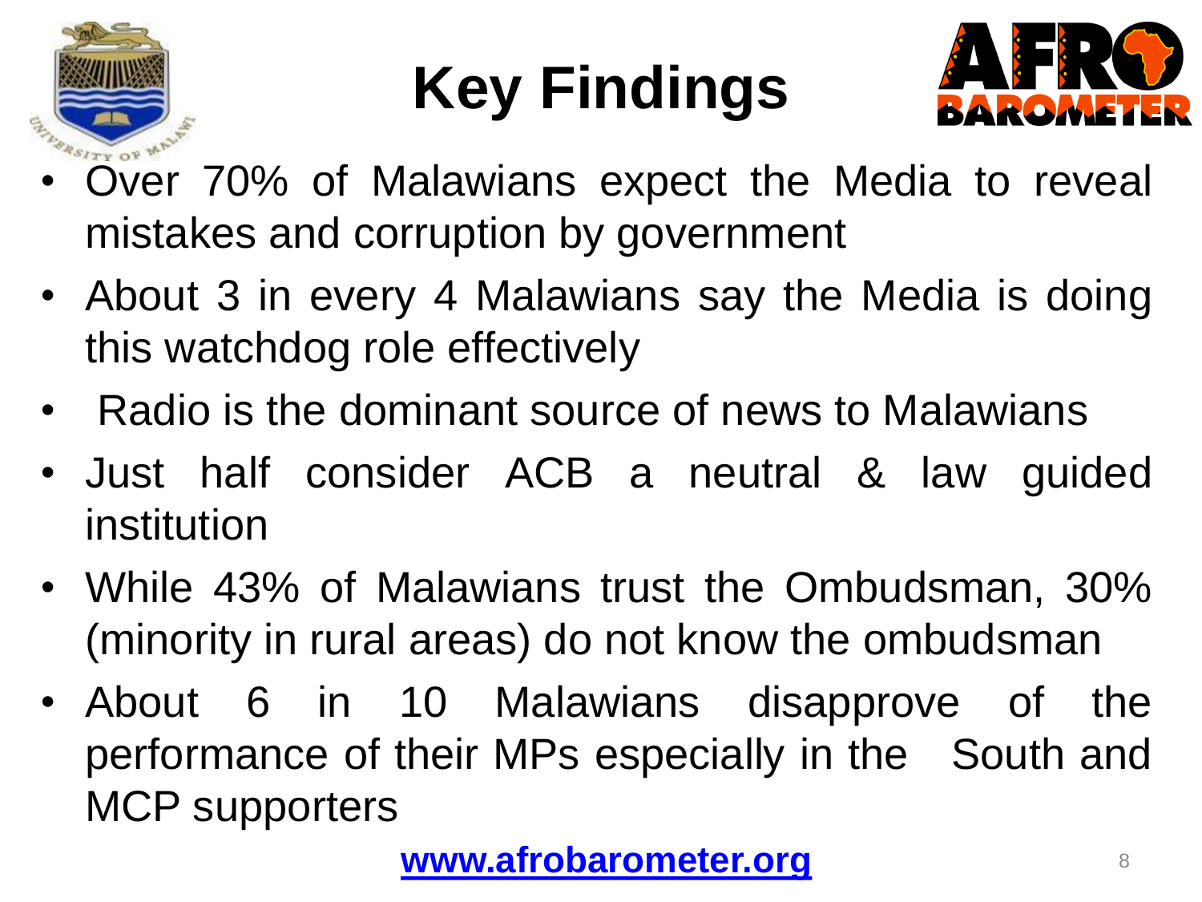# Key Findings

- Over 70% of Malawians expect the Media to reveal mistakes and corruption by government
- About 3 in every 4 Malawians say the Media is doing this watchdog role effectively
- Radio is the dominant source of news to Malawians
- Just half consider ACB a neutral & law guided institution
- While 43% of Malawians trust the Ombudsman, 30% (minority in rural areas) do not know the ombudsman
- About 6 in 10 Malawians disapprove of the performance of their MPs especially in the South and MCP supporters

www.afrobarometer.org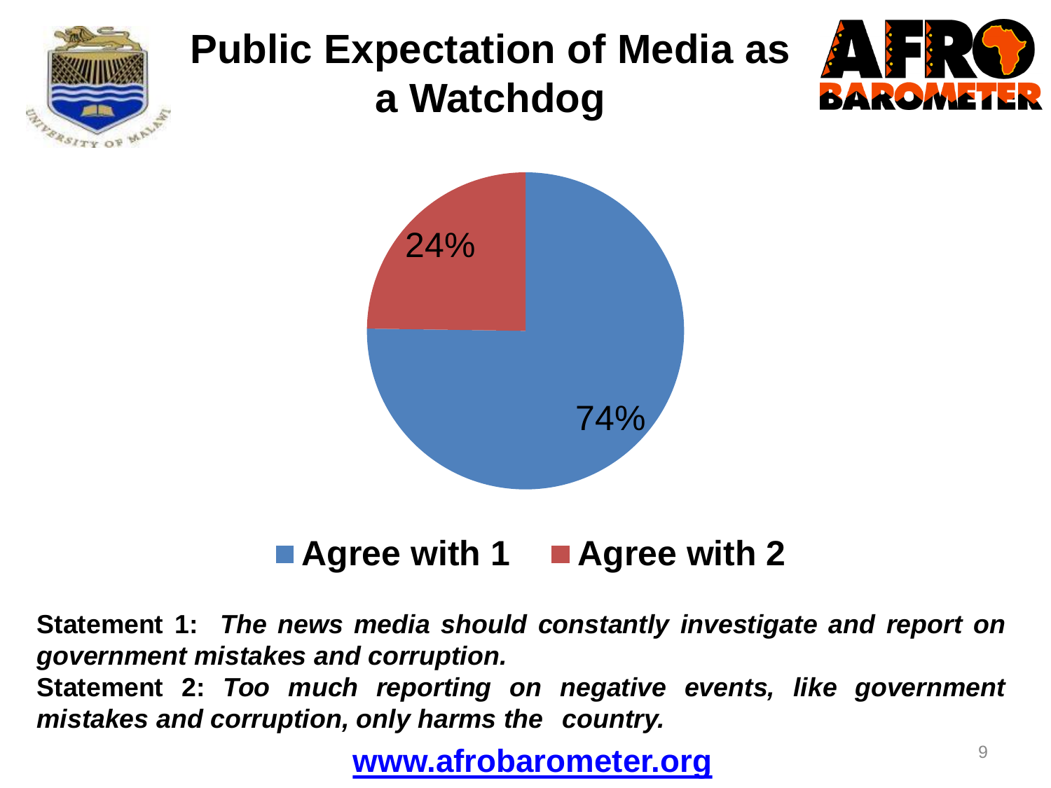# Public Expectation of Media as a Watchdog

| | Percentage |
|---|---|
| Agree with 1 | 74% |
| Agree with 2 | 24% |

**Statement 1:** ***The news media should constantly investigate and report on government mistakes and corruption.***

**Statement 2:** ***Too much reporting on negative events, like government mistakes and corruption, only harms the country.***

**www.afrobarometer.org**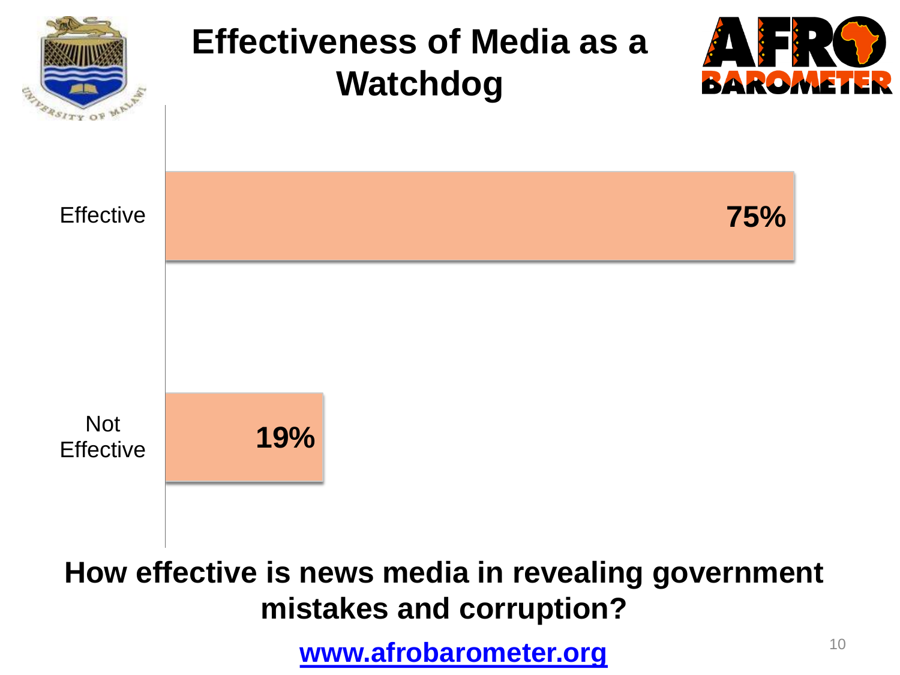# Effectiveness of Media as a Watchdog

| Response | Percentage |
| --- | --- |
| Effective | 75% |
| Not Effective | 19% |

**How effective is news media in revealing government mistakes and corruption?**

**www.afrobarometer.org**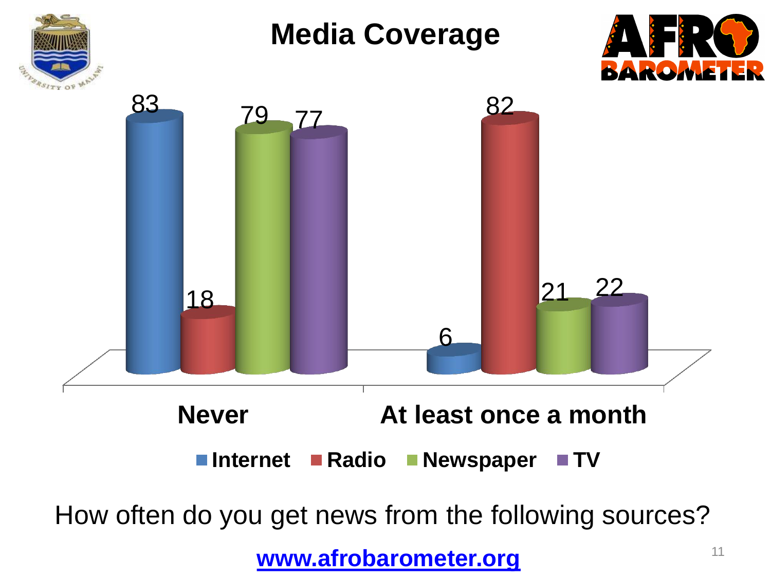# Media Coverage

| | Internet | Radio | Newspaper | TV |
|---|---|---|---|---|
| Never | 83 | 18 | 79 | 77 |
| At least once a month | 6 | 82 | 21 | 22 |

How often do you get news from the following sources?

www.afrobarometer.org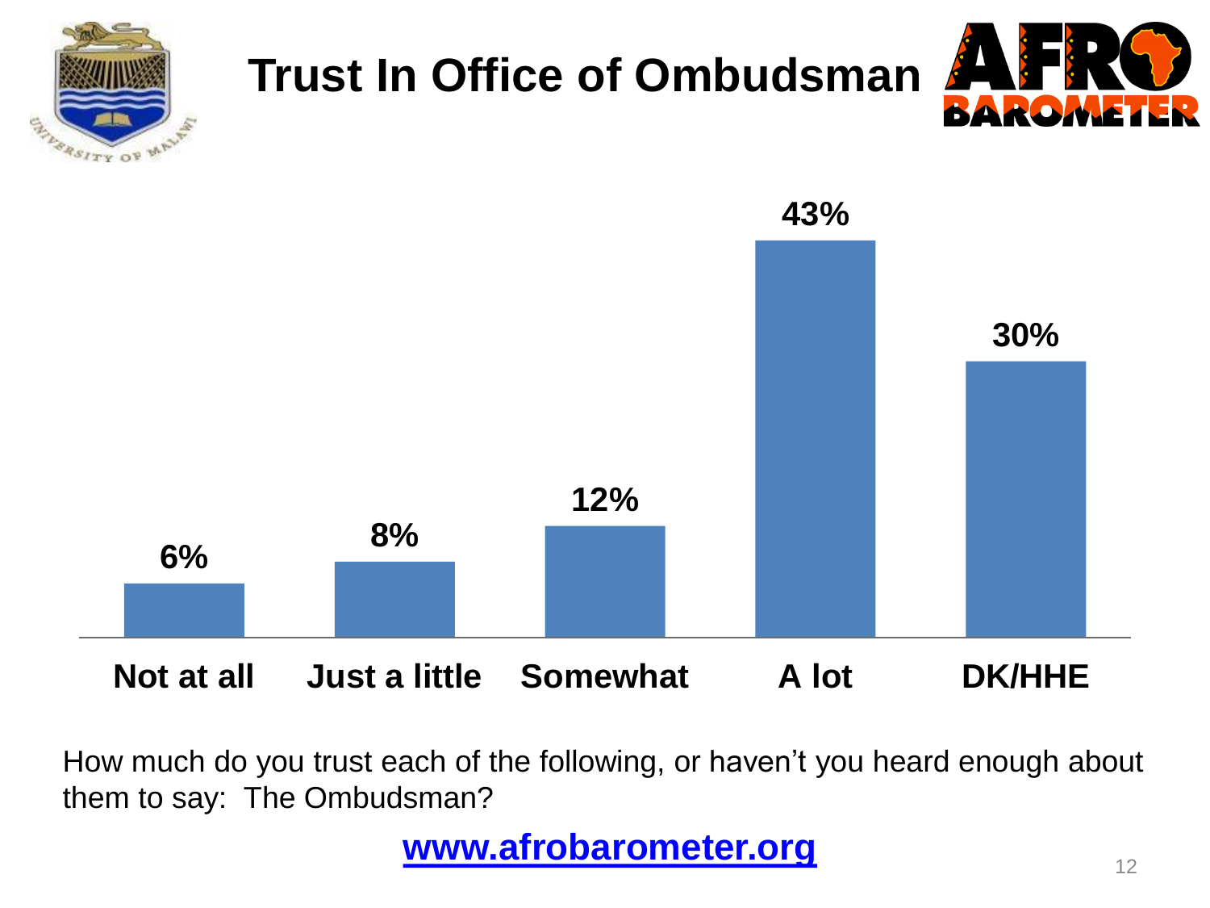# Trust In Office of Ombudsman

| Not at all | Just a little | Somewhat | A lot | DK/HHE |
| --- | --- | --- | --- | --- |
| 6% | 8% | 12% | 43% | 30% |

How much do you trust each of the following, or haven't you heard enough about them to say: The Ombudsman?

**www.afrobarometer.org**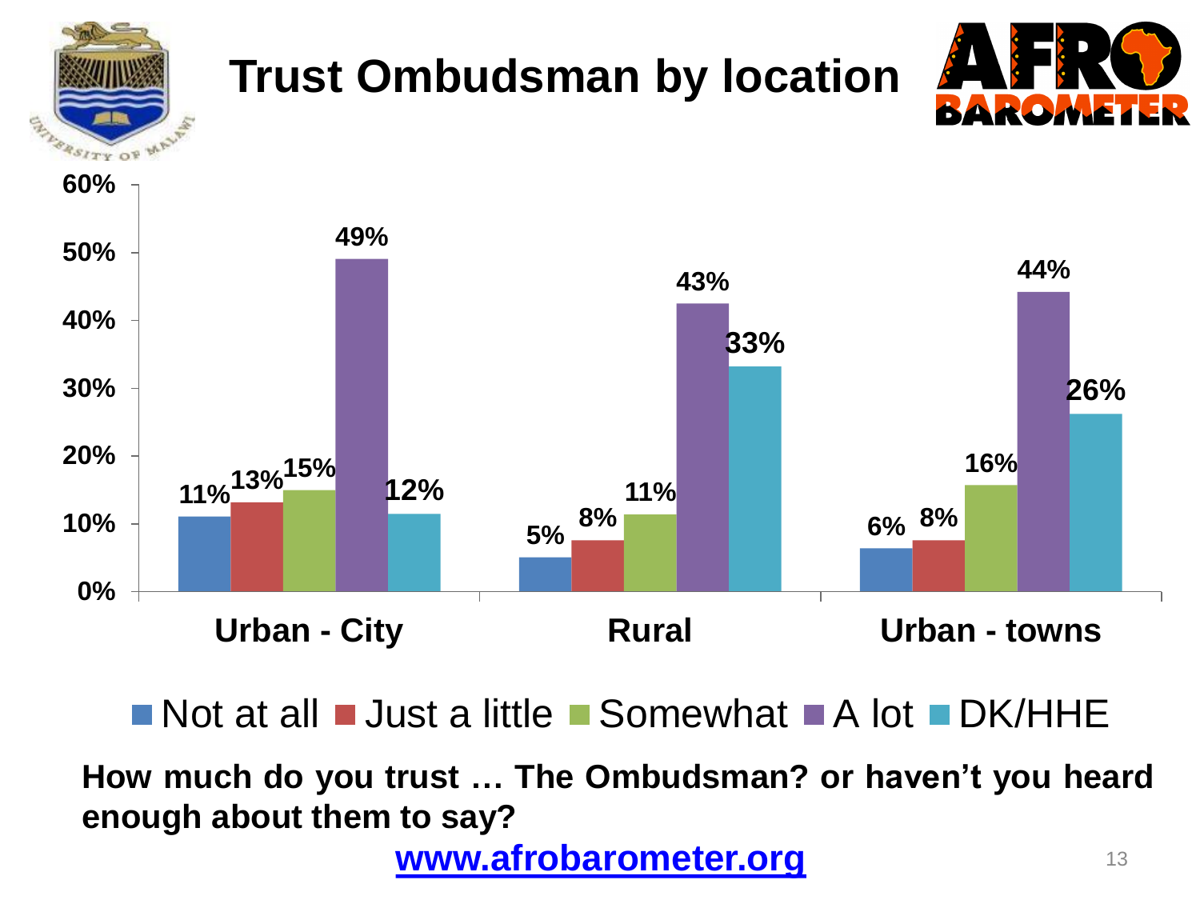# Trust Ombudsman by location

| | Not at all | Just a little | Somewhat | A lot | DK/HHE |
|---|---|---|---|---|---|
| Urban - City | 11% | 13% | 15% | 49% | 12% |
| Rural | 5% | 8% | 11% | 43% | 33% |
| Urban - towns | 6% | 8% | 16% | 44% | 26% |

**How much do you trust … The Ombudsman? or haven't you heard enough about them to say?**

**www.afrobarometer.org**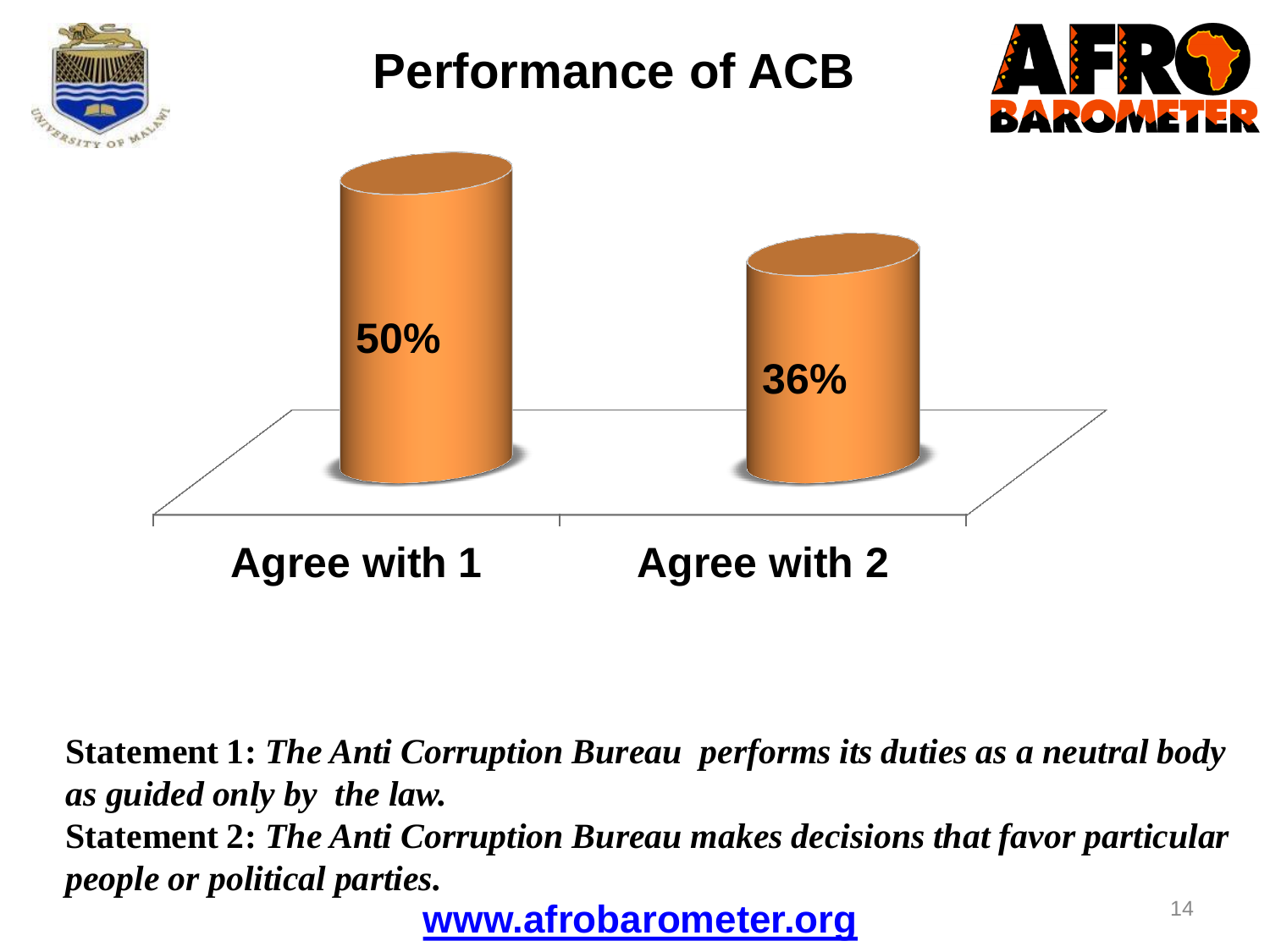# Performance of ACB

| | Agree with 1 | Agree with 2 |
|---|---|---|
| % | 50% | 36% |

**Statement 1:** ***The Anti Corruption Bureau performs its duties as a neutral body as guided only by the law.***
**Statement 2:** ***The Anti Corruption Bureau makes decisions that favor particular people or political parties.***

www.afrobarometer.org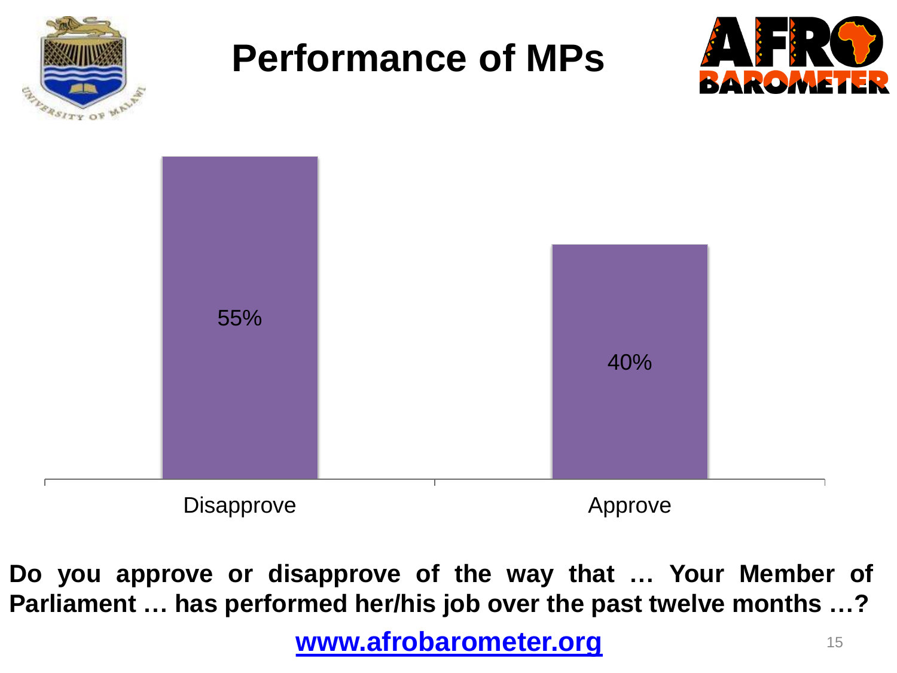# Performance of MPs

| | Disapprove | Approve |
|---|---|---|
| | 55% | 40% |

**Do you approve or disapprove of the way that … Your Member of Parliament … has performed her/his job over the past twelve months …?**

**www.afrobarometer.org**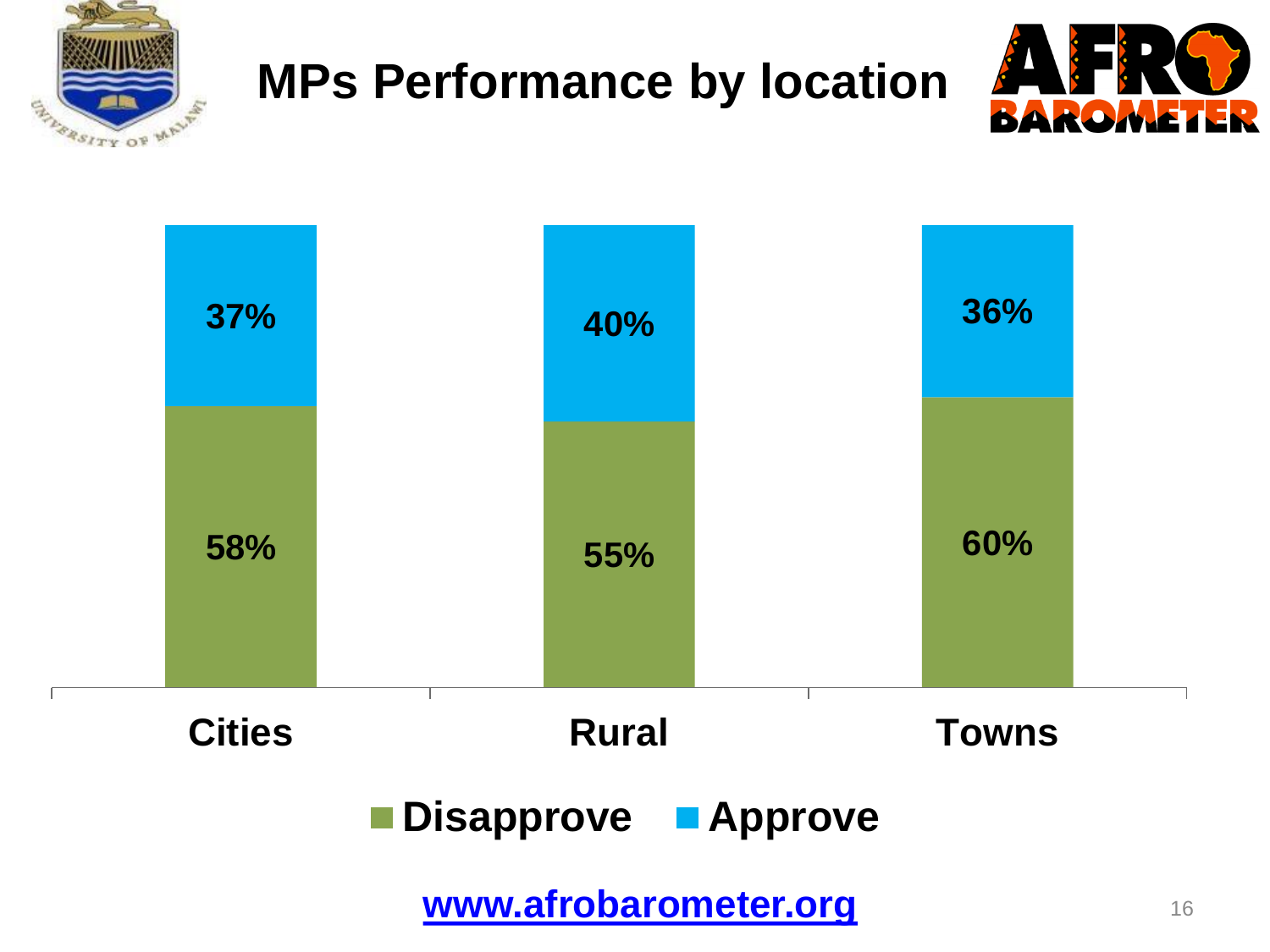# MPs Performance by location

| | Disapprove | Approve |
| --- | --- | --- |
| Cities | 58% | 37% |
| Rural | 55% | 40% |
| Towns | 60% | 36% |

www.afrobarometer.org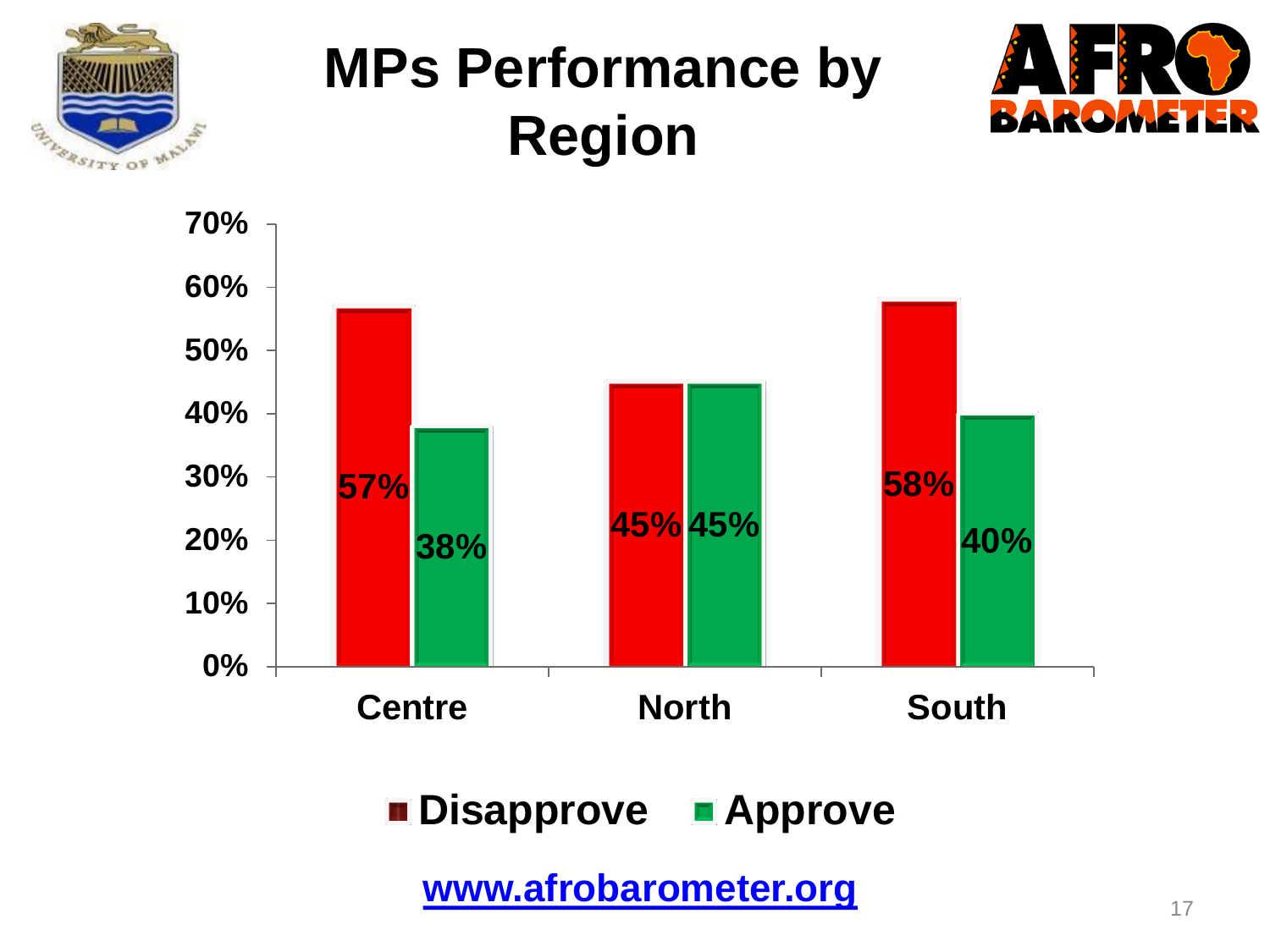# MPs Performance by Region

| Region | Disapprove | Approve |
|---|---|---|
| Centre | 57% | 38% |
| North | 45% | 45% |
| South | 58% | 40% |

www.afrobarometer.org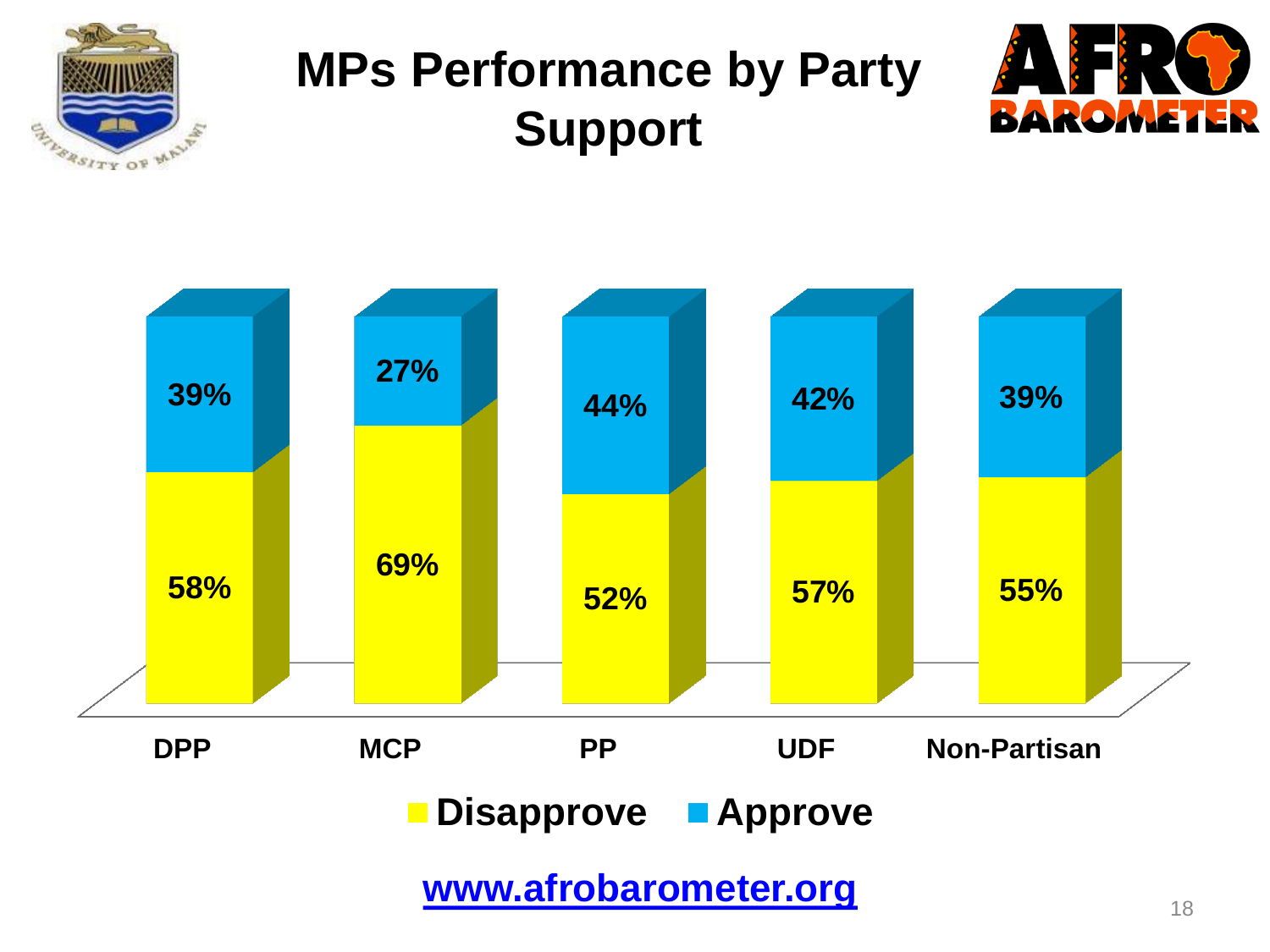# MPs Performance by Party Support

| | DPP | MCP | PP | UDF | Non-Partisan |
|---|---|---|---|---|---|
| Approve | 39% | 27% | 44% | 42% | 39% |
| Disapprove | 58% | 69% | 52% | 57% | 55% |

www.afrobarometer.org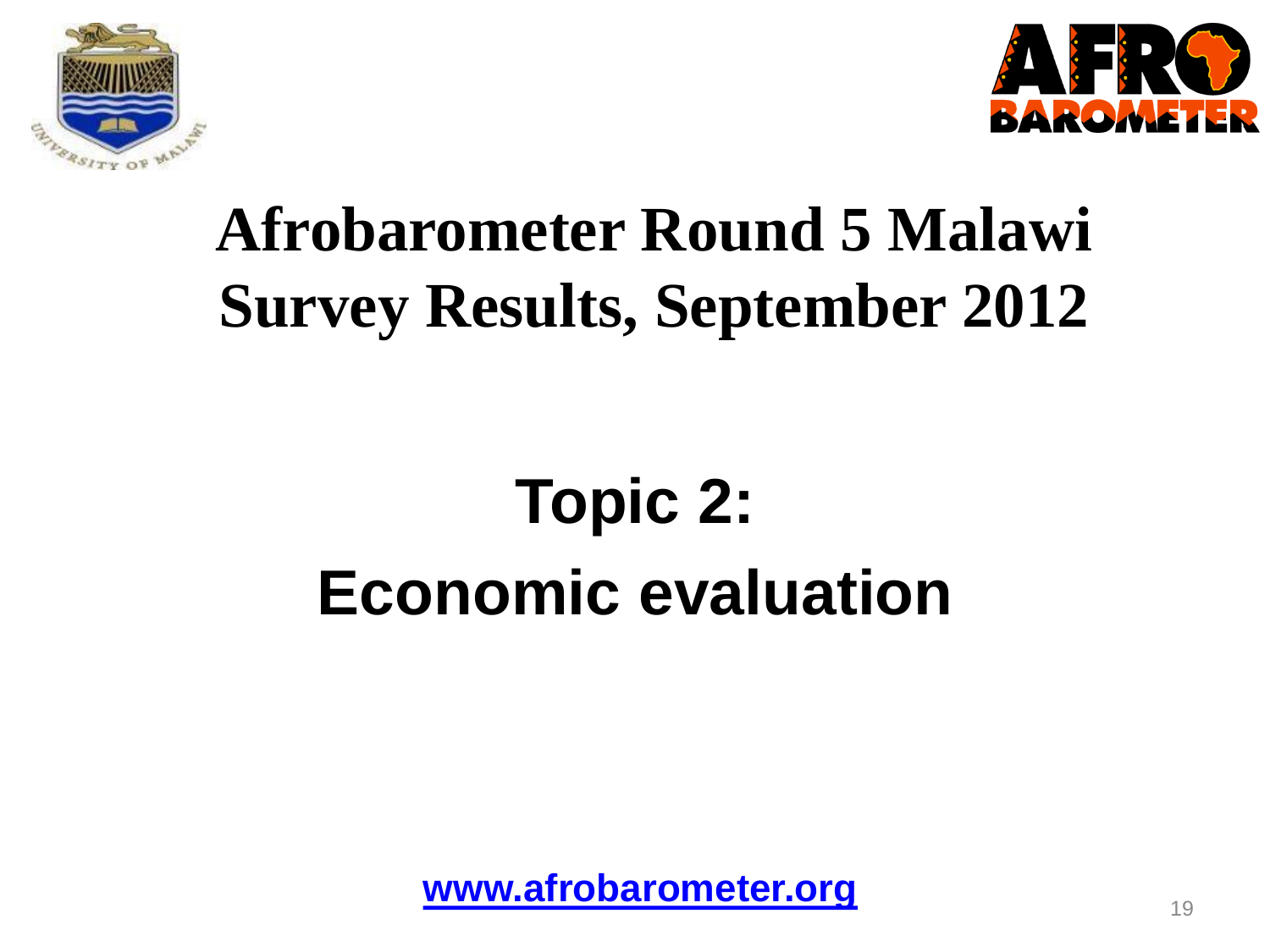# Afrobarometer Round 5 Malawi Survey Results, September 2012

## Topic 2:
## Economic evaluation

www.afrobarometer.org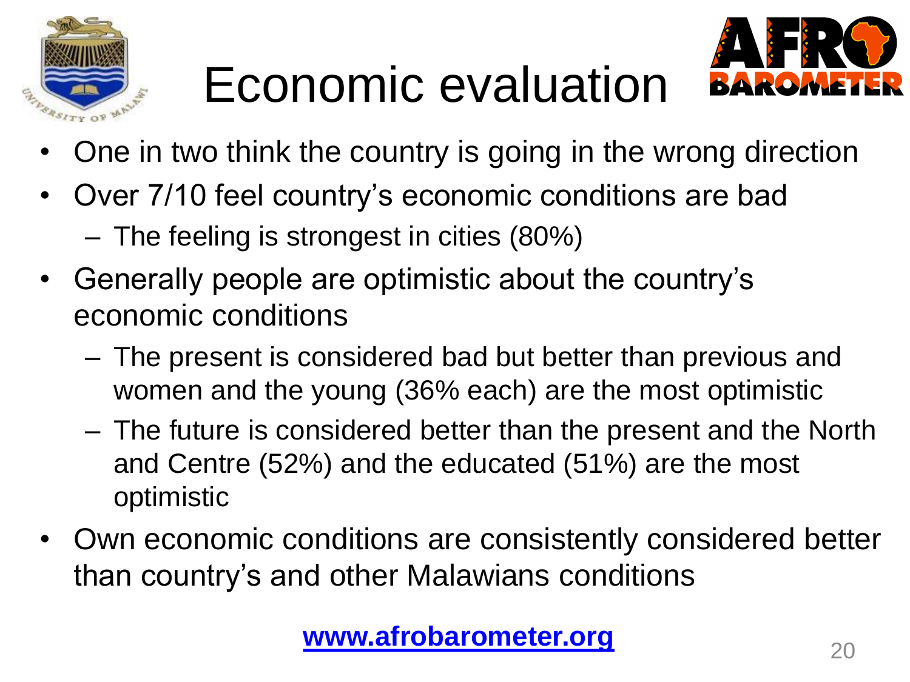# Economic evaluation

- One in two think the country is going in the wrong direction
- Over 7/10 feel country's economic conditions are bad
  - The feeling is strongest in cities (80%)
- Generally people are optimistic about the country's economic conditions
  - The present is considered bad but better than previous and women and the young (36% each) are the most optimistic
  - The future is considered better than the present and the North and Centre (52%) and the educated (51%) are the most optimistic
- Own economic conditions are consistently considered better than country's and other Malawians conditions

**www.afrobarometer.org**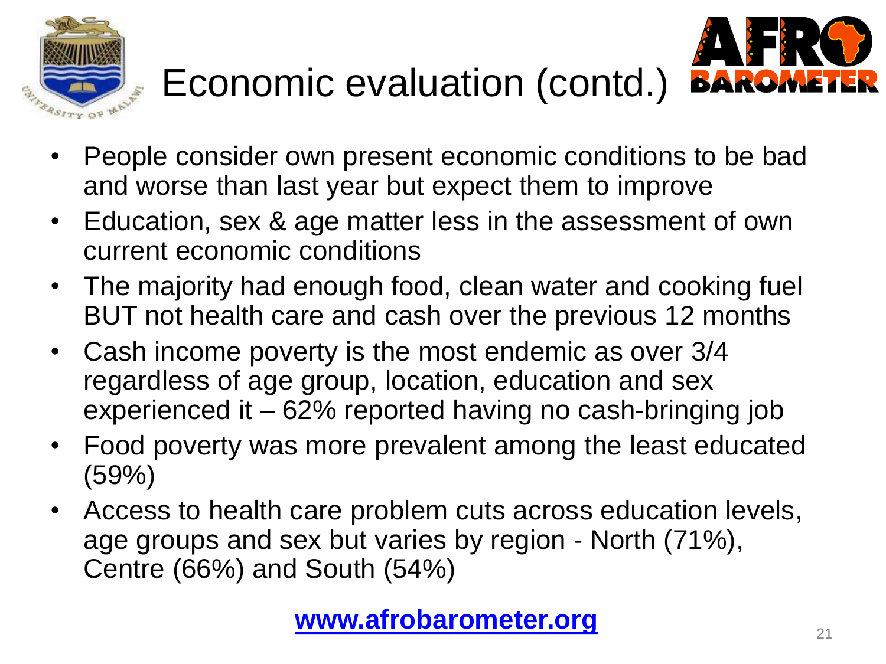# Economic evaluation (contd.)

- People consider own present economic conditions to be bad and worse than last year but expect them to improve
- Education, sex & age matter less in the assessment of own current economic conditions
- The majority had enough food, clean water and cooking fuel BUT not health care and cash over the previous 12 months
- Cash income poverty is the most endemic as over 3/4 regardless of age group, location, education and sex experienced it – 62% reported having no cash-bringing job
- Food poverty was more prevalent among the least educated (59%)
- Access to health care problem cuts across education levels, age groups and sex but varies by region - North (71%), Centre (66%) and South (54%)

**www.afrobarometer.org**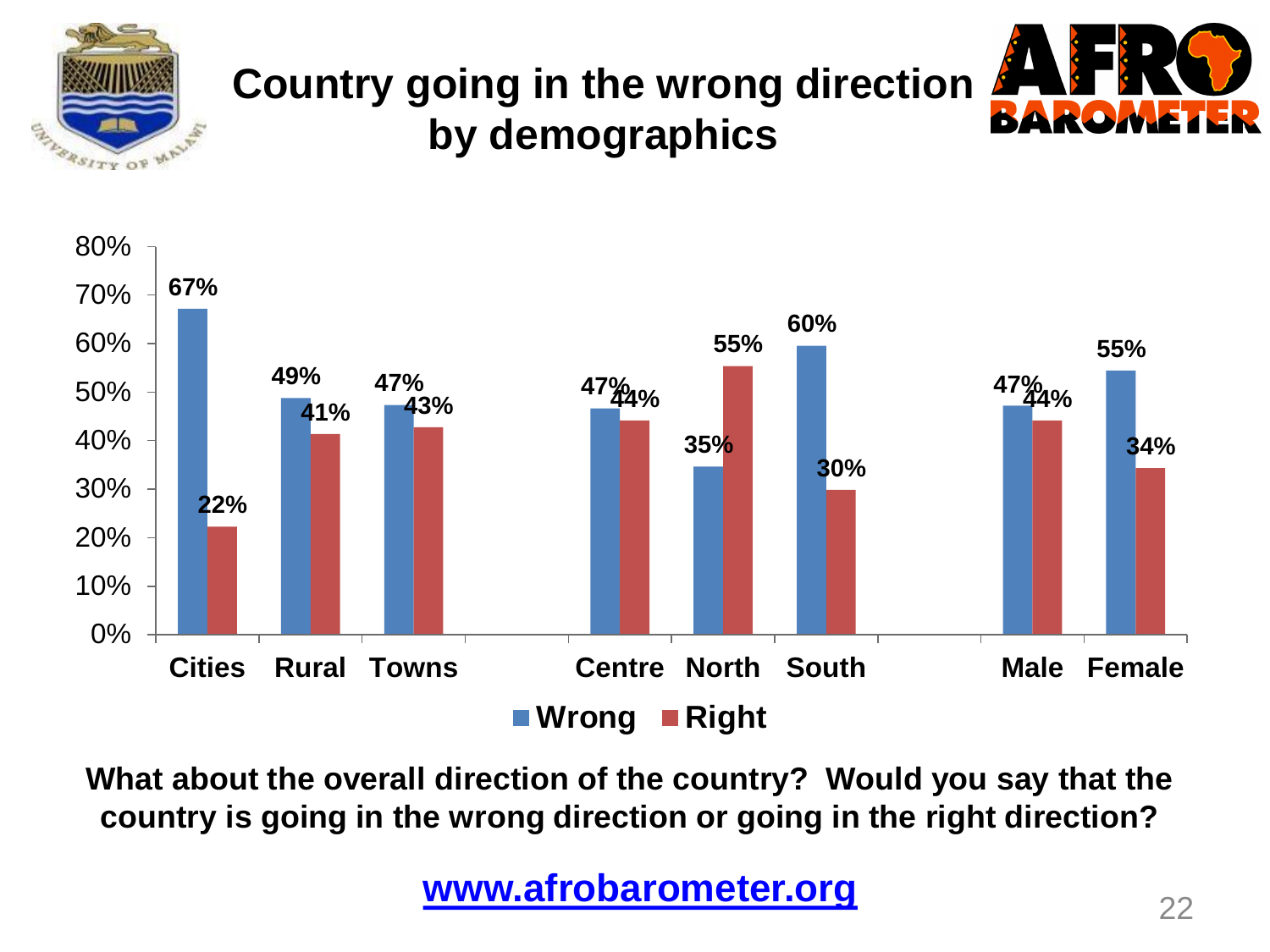# Country going in the wrong direction by demographics

| | Wrong | Right |
|---|---|---|
| Cities | 67% | 22% |
| Rural | 49% | 41% |
| Towns | 47% | 43% |
| Centre | 47% | 44% |
| North | 35% | 55% |
| South | 60% | 30% |
| Male | 47% | 44% |
| Female | 55% | 34% |

**What about the overall direction of the country? Would you say that the country is going in the wrong direction or going in the right direction?**

**www.afrobarometer.org**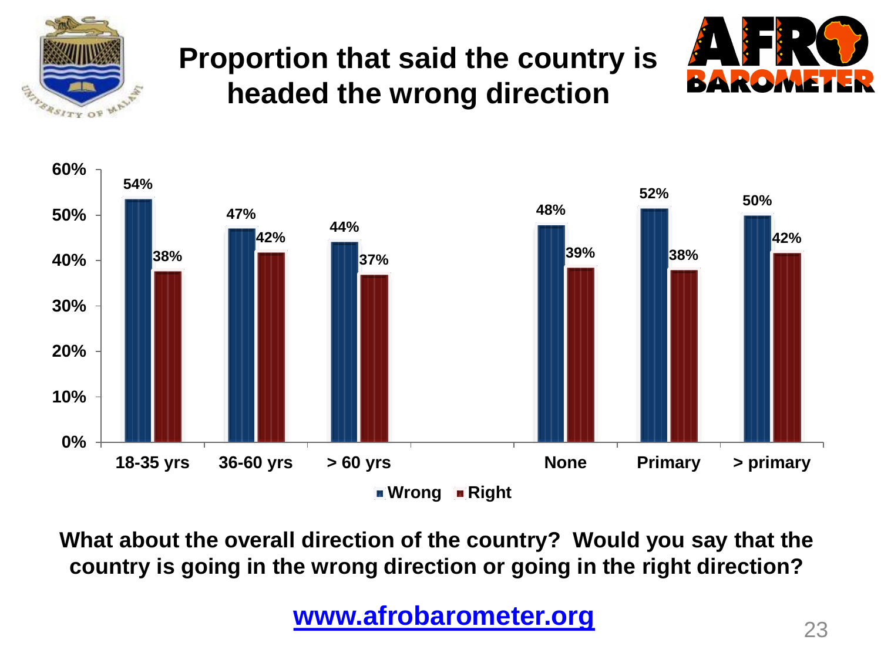# Proportion that said the country is headed the wrong direction

| | Wrong | Right |
|---|---|---|
| 18-35 yrs | 54% | 38% |
| 36-60 yrs | 47% | 42% |
| > 60 yrs | 44% | 37% |
| None | 48% | 39% |
| Primary | 52% | 38% |
| > primary | 50% | 42% |

**What about the overall direction of the country? Would you say that the country is going in the wrong direction or going in the right direction?**

www.afrobarometer.org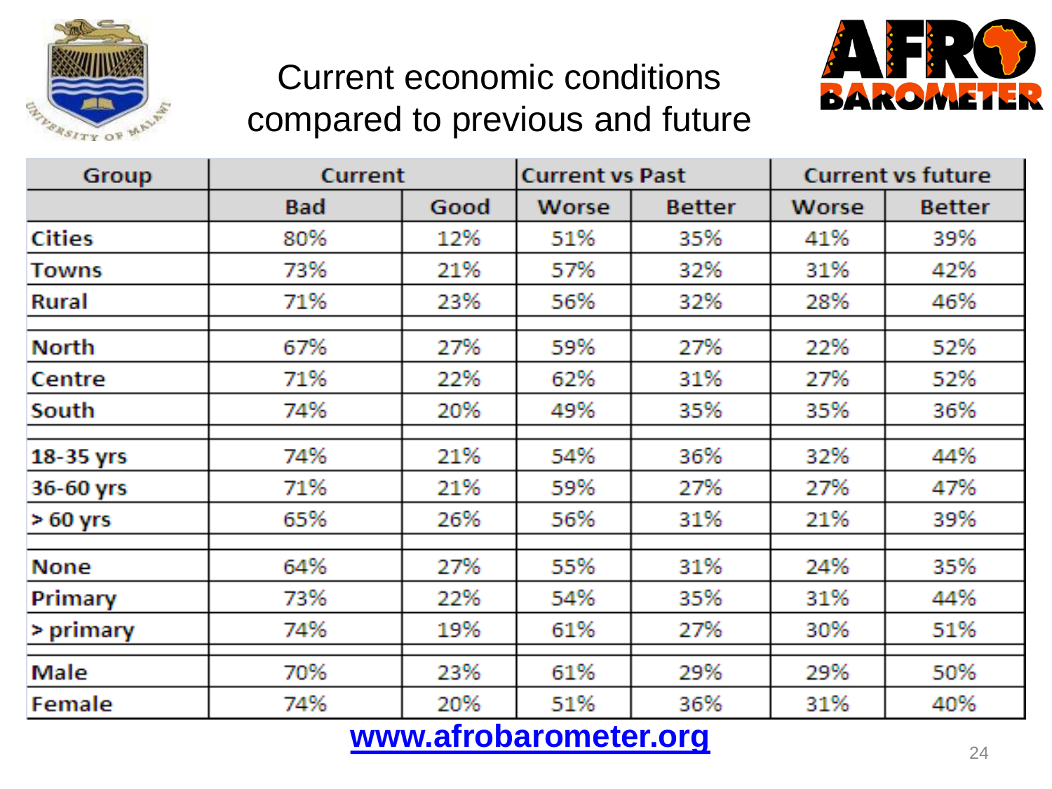# Current economic conditions compared to previous and future

| Group | Current | | Current vs Past | | Current vs future | |
|---|---|---|---|---|---|---|
| | Bad | Good | Worse | Better | Worse | Better |
| Cities | 80% | 12% | 51% | 35% | 41% | 39% |
| Towns | 73% | 21% | 57% | 32% | 31% | 42% |
| Rural | 71% | 23% | 56% | 32% | 28% | 46% |
| | | | | | | |
| North | 67% | 27% | 59% | 27% | 22% | 52% |
| Centre | 71% | 22% | 62% | 31% | 27% | 52% |
| South | 74% | 20% | 49% | 35% | 35% | 36% |
| | | | | | | |
| 18-35 yrs | 74% | 21% | 54% | 36% | 32% | 44% |
| 36-60 yrs | 71% | 21% | 59% | 27% | 27% | 47% |
| > 60 yrs | 65% | 26% | 56% | 31% | 21% | 39% |
| | | | | | | |
| None | 64% | 27% | 55% | 31% | 24% | 35% |
| Primary | 73% | 22% | 54% | 35% | 31% | 44% |
| > primary | 74% | 19% | 61% | 27% | 30% | 51% |
| | | | | | | |
| Male | 70% | 23% | 61% | 29% | 29% | 50% |
| Female | 74% | 20% | 51% | 36% | 31% | 40% |

www.afrobarometer.org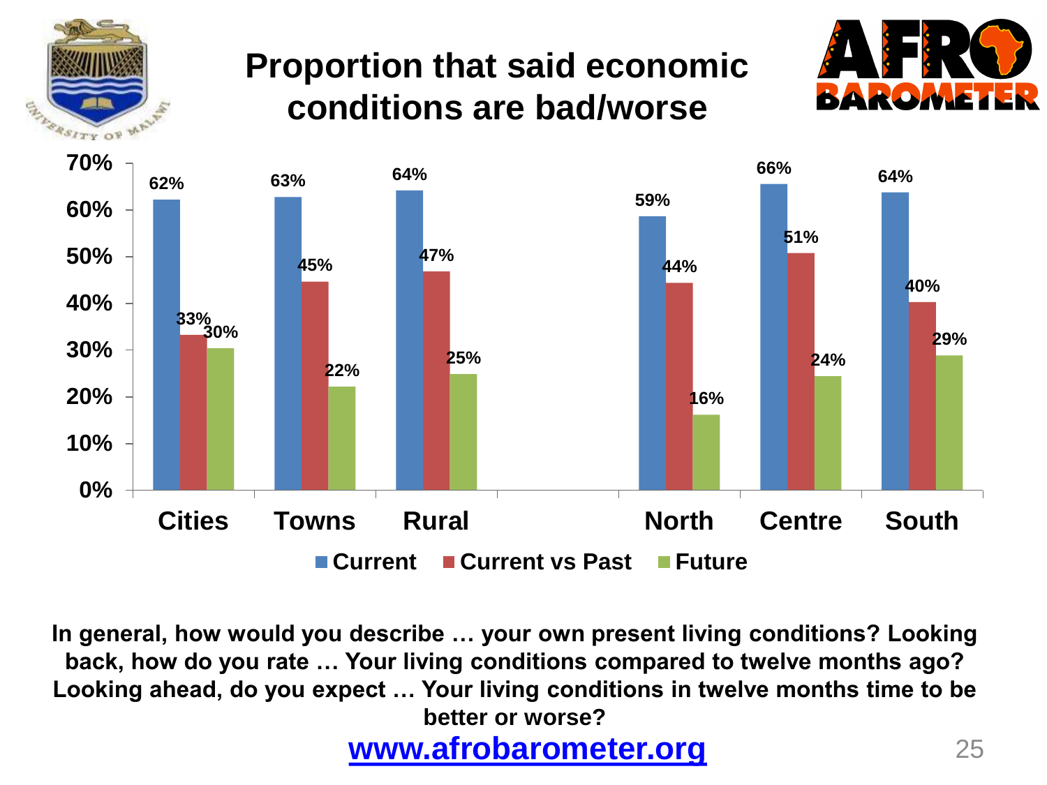# Proportion that said economic conditions are bad/worse

| | Current | Current vs Past | Future |
|---|---|---|---|
| Cities | 62% | 33% | 30% |
| Towns | 63% | 45% | 22% |
| Rural | 64% | 47% | 25% |
| North | 59% | 44% | 16% |
| Centre | 66% | 51% | 24% |
| South | 64% | 40% | 29% |

**In general, how would you describe … your own present living conditions? Looking back, how do you rate … Your living conditions compared to twelve months ago? Looking ahead, do you expect … Your living conditions in twelve months time to be better or worse?**

www.afrobarometer.org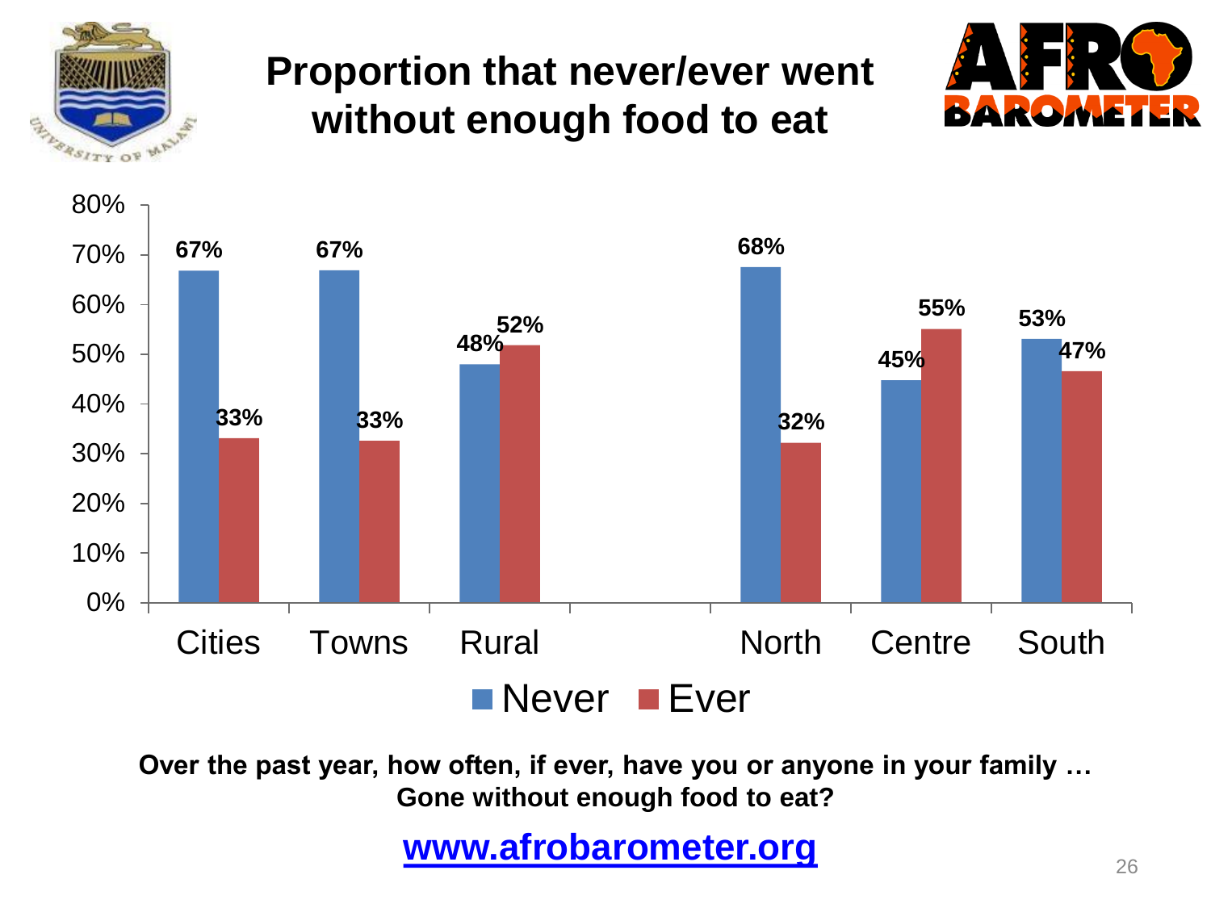# Proportion that never/ever went without enough food to eat

| | Never | Ever |
|---|---|---|
| Cities | 67% | 33% |
| Towns | 67% | 33% |
| Rural | 48% | 52% |
| North | 68% | 32% |
| Centre | 45% | 55% |
| South | 53% | 47% |

**Over the past year, how often, if ever, have you or anyone in your family … Gone without enough food to eat?**

**www.afrobarometer.org**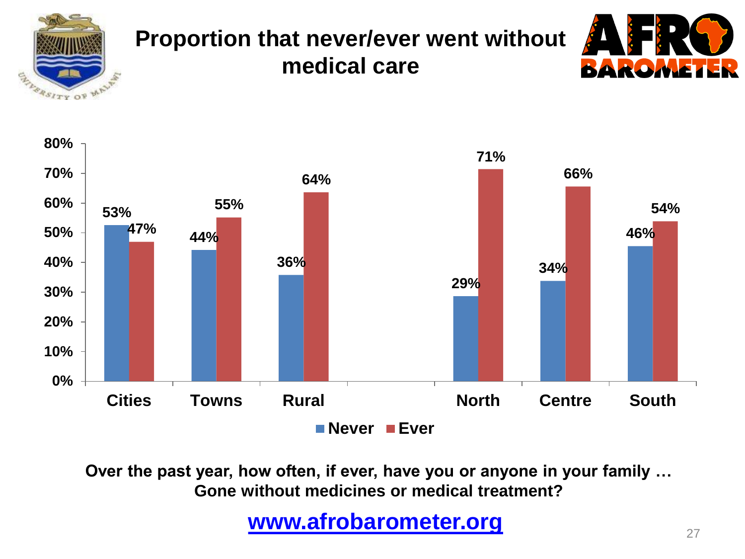# Proportion that never/ever went without medical care

| | Never | Ever |
|---|---|---|
| Cities | 53% | 47% |
| Towns | 44% | 55% |
| Rural | 36% | 64% |
| North | 29% | 71% |
| Centre | 34% | 66% |
| South | 46% | 54% |

**Over the past year, how often, if ever, have you or anyone in your family … Gone without medicines or medical treatment?**

**www.afrobarometer.org**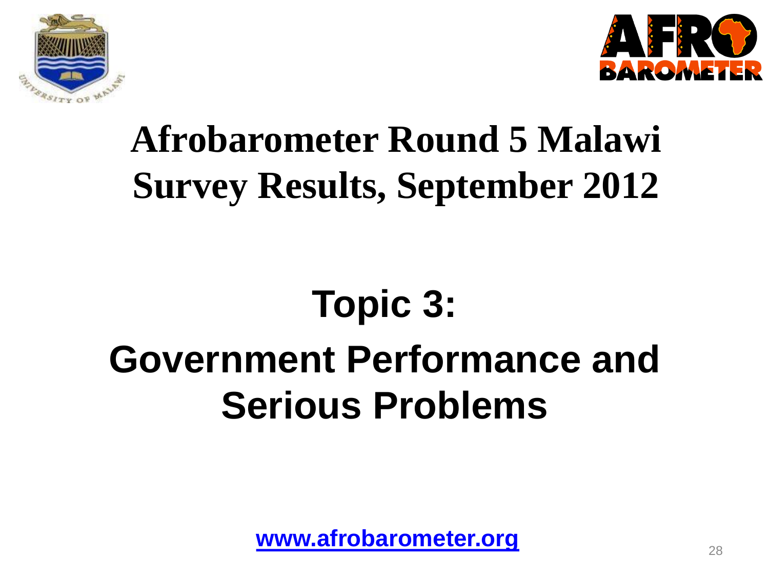# Afrobarometer Round 5 Malawi Survey Results, September 2012

## Topic 3: Government Performance and Serious Problems

www.afrobarometer.org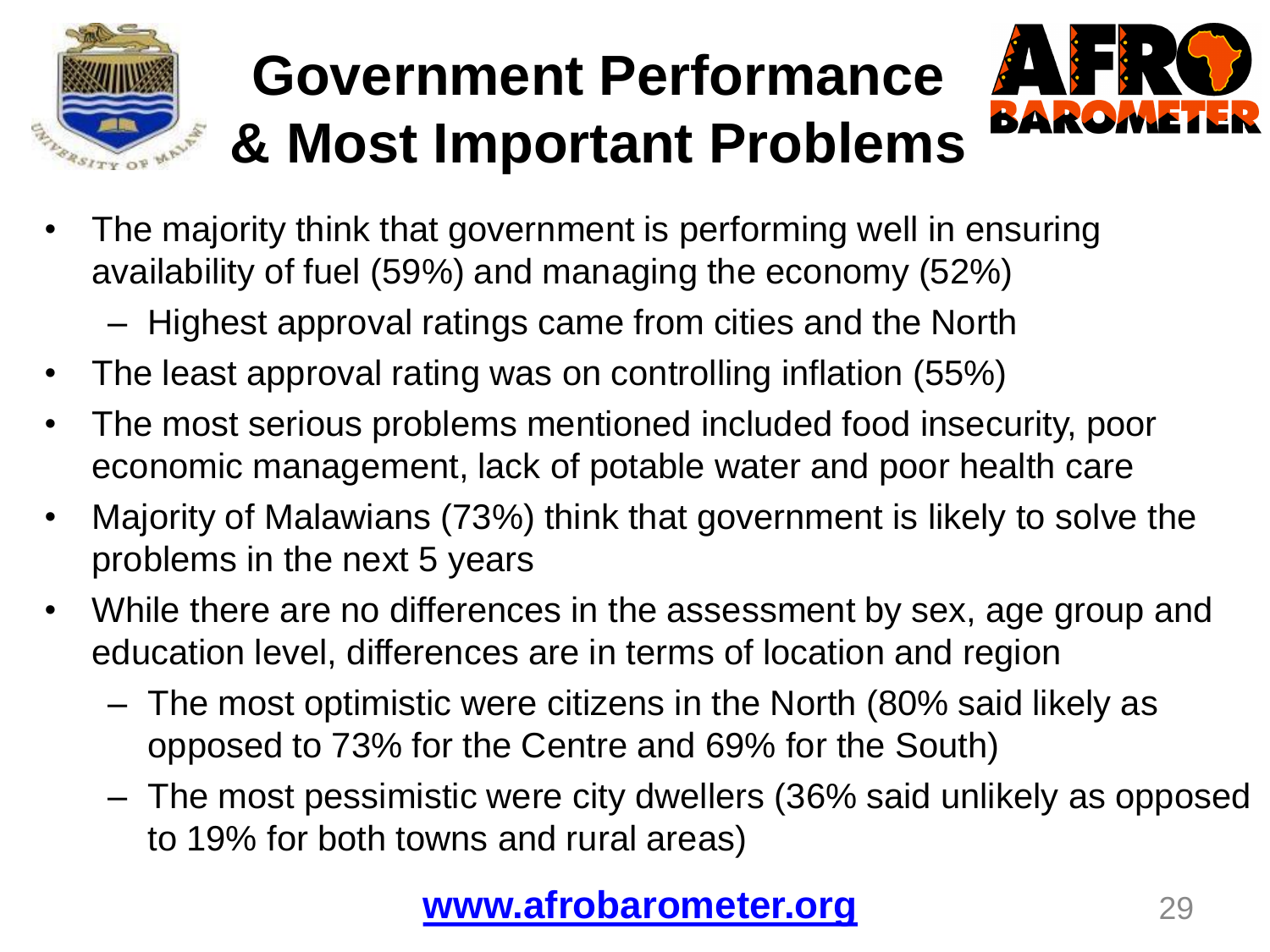# Government Performance & Most Important Problems

- The majority think that government is performing well in ensuring availability of fuel (59%) and managing the economy (52%)
  - Highest approval ratings came from cities and the North
- The least approval rating was on controlling inflation (55%)
- The most serious problems mentioned included food insecurity, poor economic management, lack of potable water and poor health care
- Majority of Malawians (73%) think that government is likely to solve the problems in the next 5 years
- While there are no differences in the assessment by sex, age group and education level, differences are in terms of location and region
  - The most optimistic were citizens in the North (80% said likely as opposed to 73% for the Centre and 69% for the South)
  - The most pessimistic were city dwellers (36% said unlikely as opposed to 19% for both towns and rural areas)

www.afrobarometer.org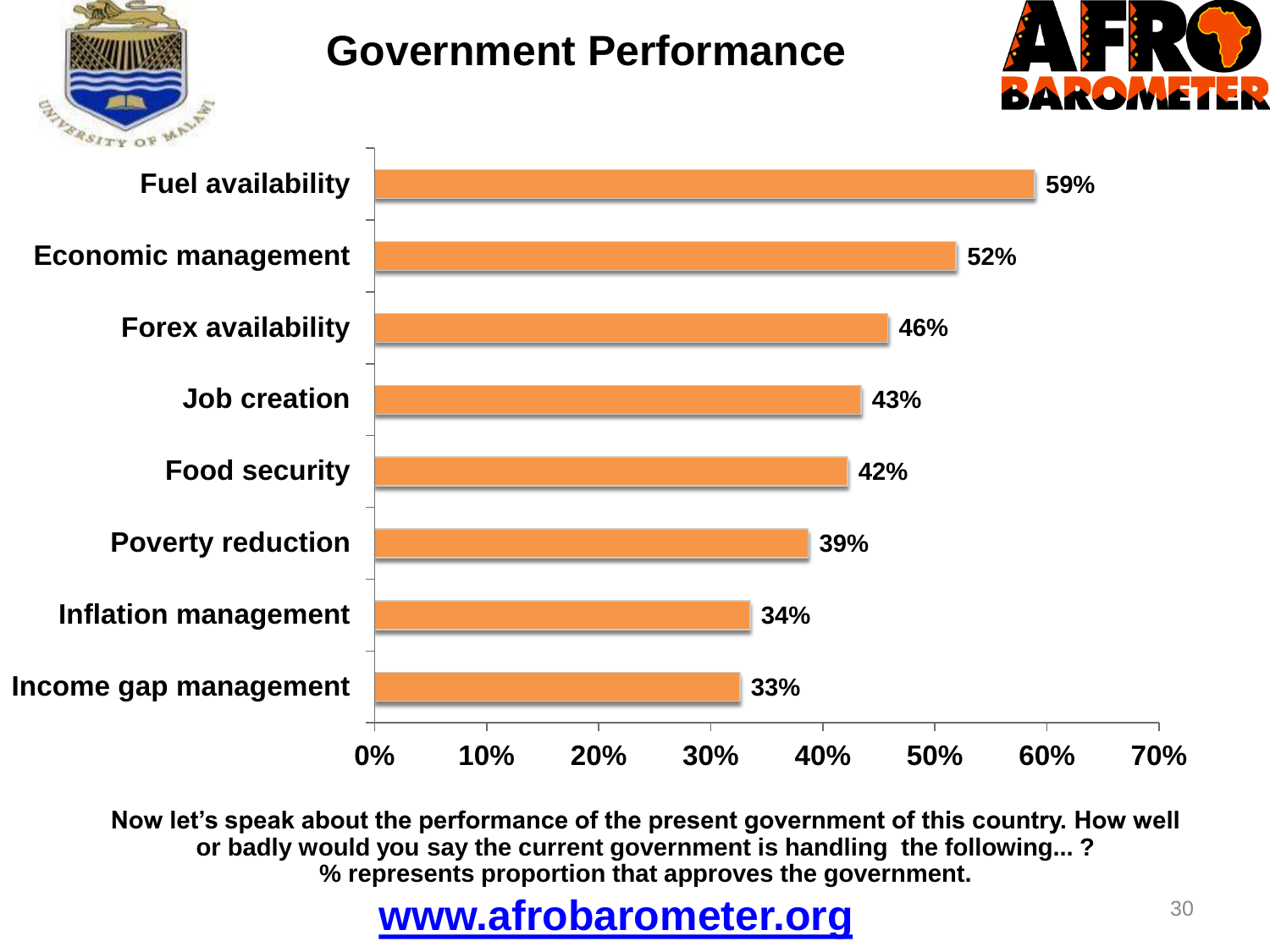# Government Performance

| Item | % |
|---|---|
| Fuel availability | 59% |
| Economic management | 52% |
| Forex availability | 46% |
| Job creation | 43% |
| Food security | 42% |
| Poverty reduction | 39% |
| Inflation management | 34% |
| Income gap management | 33% |

**Now let's speak about the performance of the present government of this country. How well or badly would you say the current government is handling the following... ?**
**% represents proportion that approves the government.**

**www.afrobarometer.org**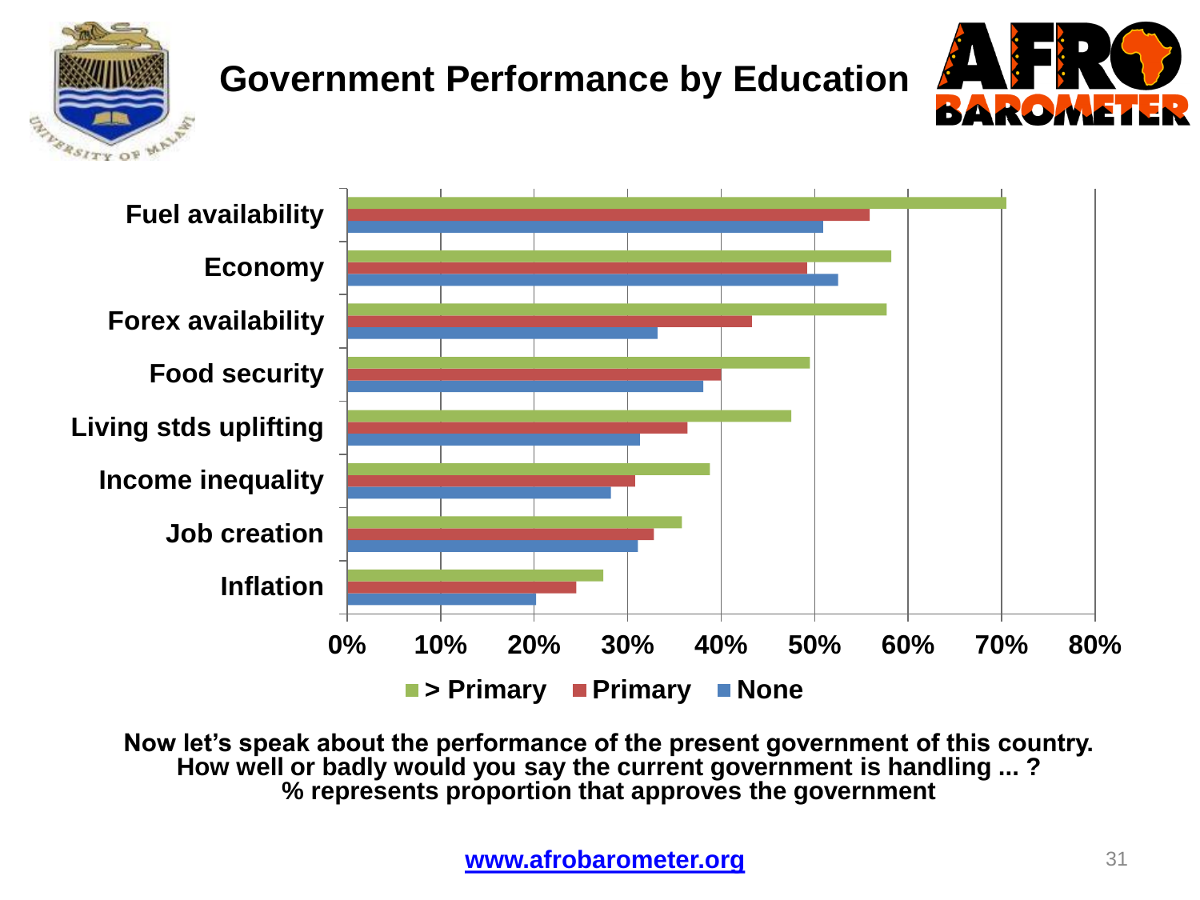# Government Performance by Education

| | > Primary | Primary | None |
|---|---|---|---|
| Fuel availability | 70% | 56% | 51% |
| Economy | 58% | 49% | 52% |
| Forex availability | 58% | 43% | 33% |
| Food security | 49% | 40% | 38% |
| Living stds uplifting | 47% | 36% | 31% |
| Income inequality | 39% | 31% | 28% |
| Job creation | 36% | 33% | 31% |
| Inflation | 27% | 24% | 20% |

**Now let's speak about the performance of the present government of this country. How well or badly would you say the current government is handling ... ?**
**% represents proportion that approves the government**

www.afrobarometer.org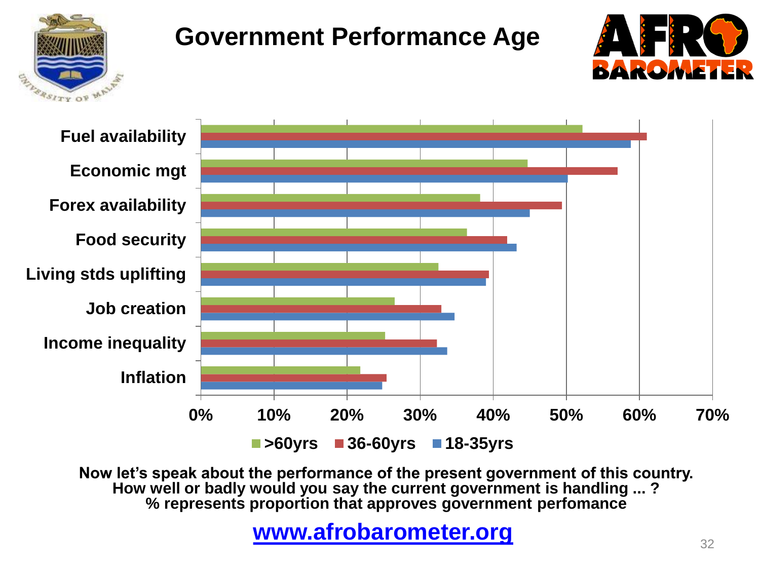# Government Performance Age

| | >60yrs | 36-60yrs | 18-35yrs |
|---|---|---|---|
| Fuel availability | | | |
| Economic mgt | | | |
| Forex availability | | | |
| Food security | | | |
| Living stds uplifting | | | |
| Job creation | | | |
| Income inequality | | | |
| Inflation | | | |

0% 10% 20% 30% 40% 50% 60% 70%

Now let's speak about the performance of the present government of this country. How well or badly would you say the current government is handling ... ?
% represents proportion that approves government perfomance

www.afrobarometer.org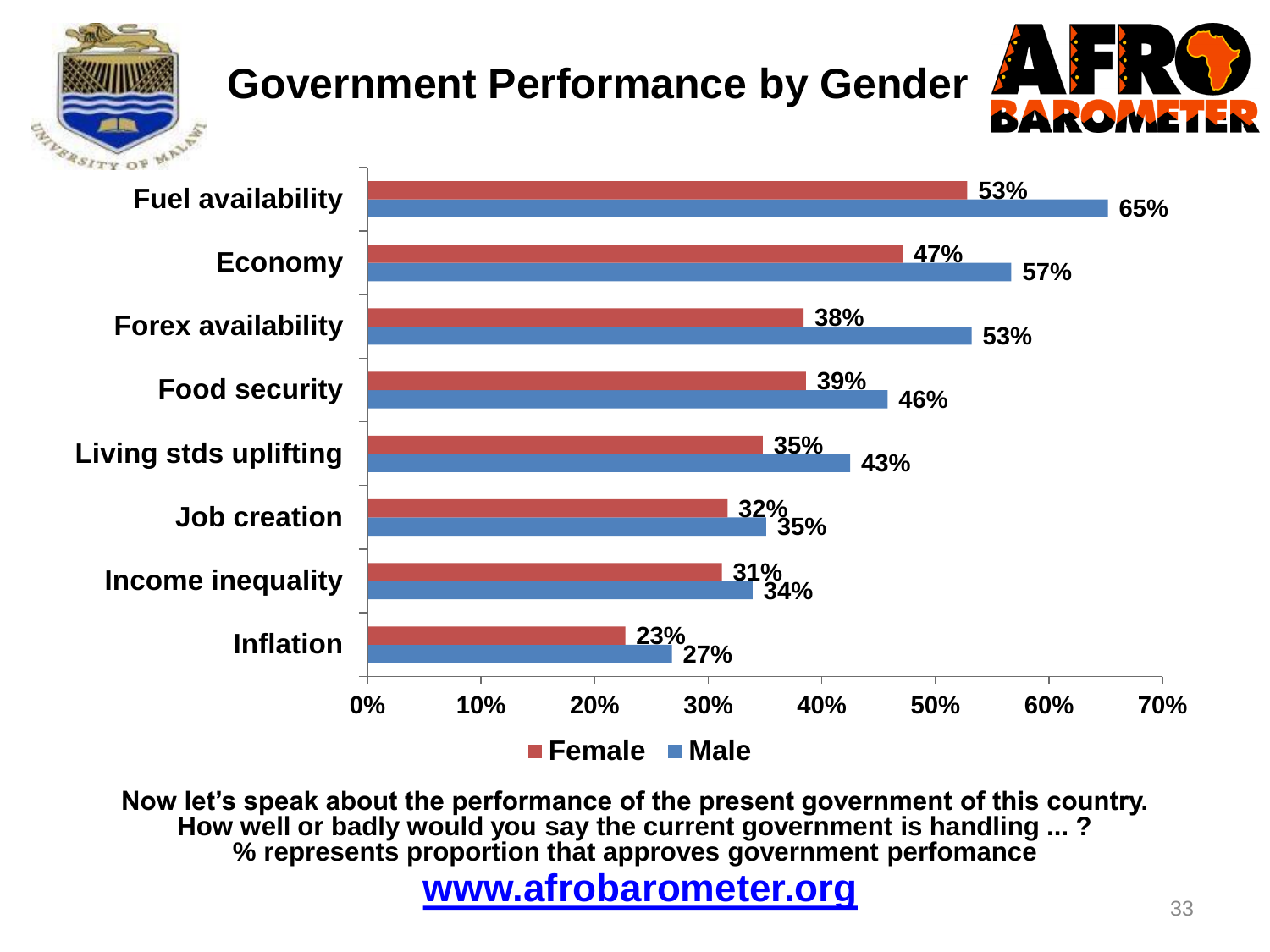# Government Performance by Gender

| | Female | Male |
|---|---|---|
| Fuel availability | 53% | 65% |
| Economy | 47% | 57% |
| Forex availability | 38% | 53% |
| Food security | 39% | 46% |
| Living stds uplifting | 35% | 43% |
| Job creation | 32% | 35% |
| Income inequality | 31% | 34% |
| Inflation | 23% | 27% |

**Now let's speak about the performance of the present government of this country. How well or badly would you say the current government is handling ... ? % represents proportion that approves government perfomance**

**www.afrobarometer.org**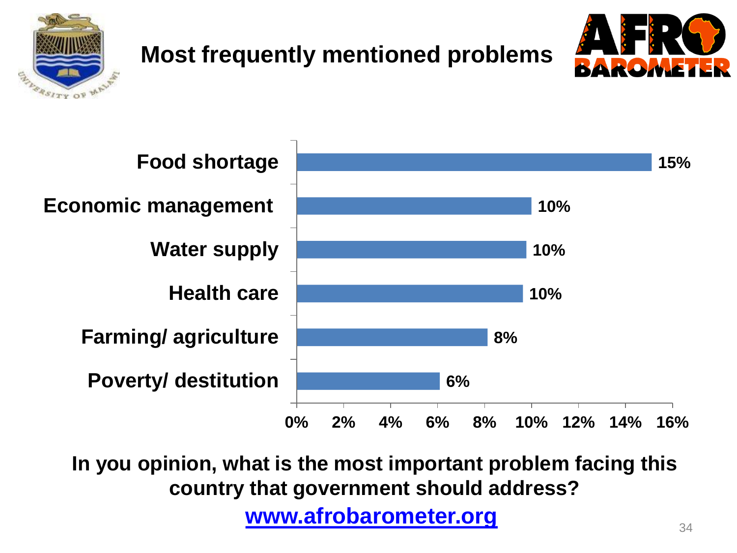# Most frequently mentioned problems

| Problem | Percentage |
| --- | --- |
| Food shortage | 15% |
| Economic management | 10% |
| Water supply | 10% |
| Health care | 10% |
| Farming/ agriculture | 8% |
| Poverty/ destitution | 6% |

**In you opinion, what is the most important problem facing this country that government should address?**

**www.afrobarometer.org**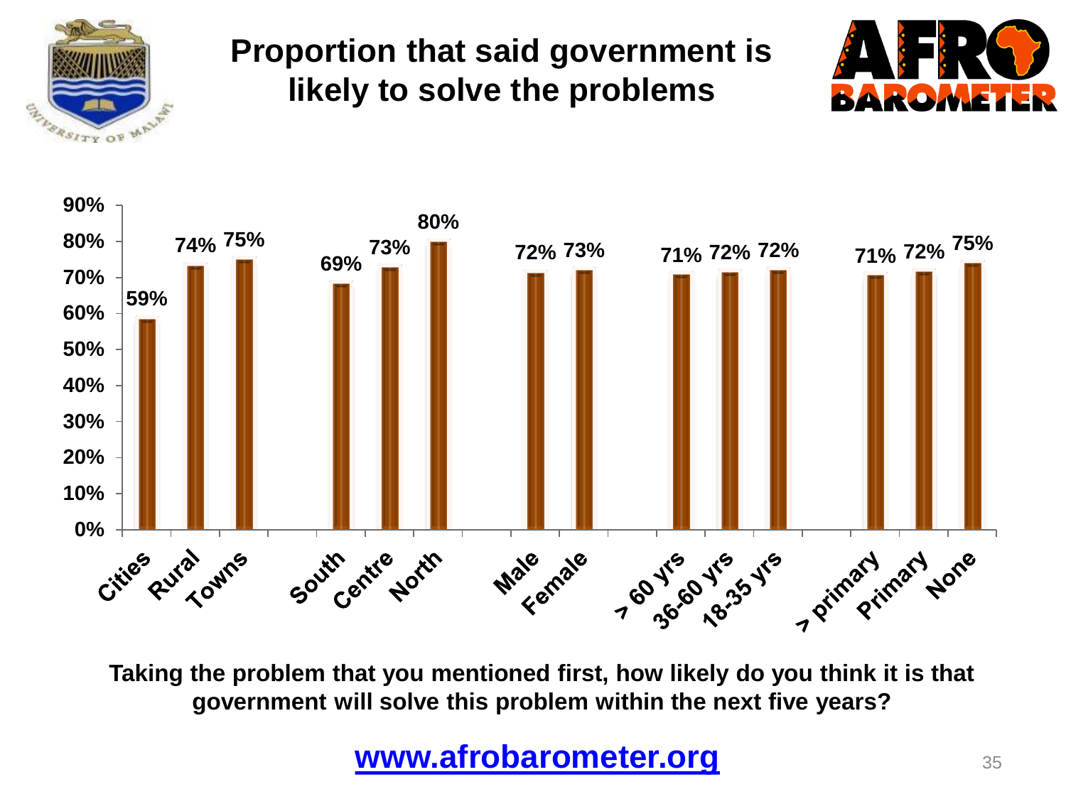# Proportion that said government is likely to solve the problems

| Category | Proportion |
|---|---|
| Cities | 59% |
| Rural | 74% |
| Towns | 75% |
| South | 69% |
| Centre | 73% |
| North | 80% |
| Male | 72% |
| Female | 73% |
| > 60 yrs | 71% |
| 36-60 yrs | 72% |
| 18-35 yrs | 72% |
| > primary | 71% |
| Primary | 72% |
| None | 75% |

**Taking the problem that you mentioned first, how likely do you think it is that government will solve this problem within the next five years?**

**www.afrobarometer.org**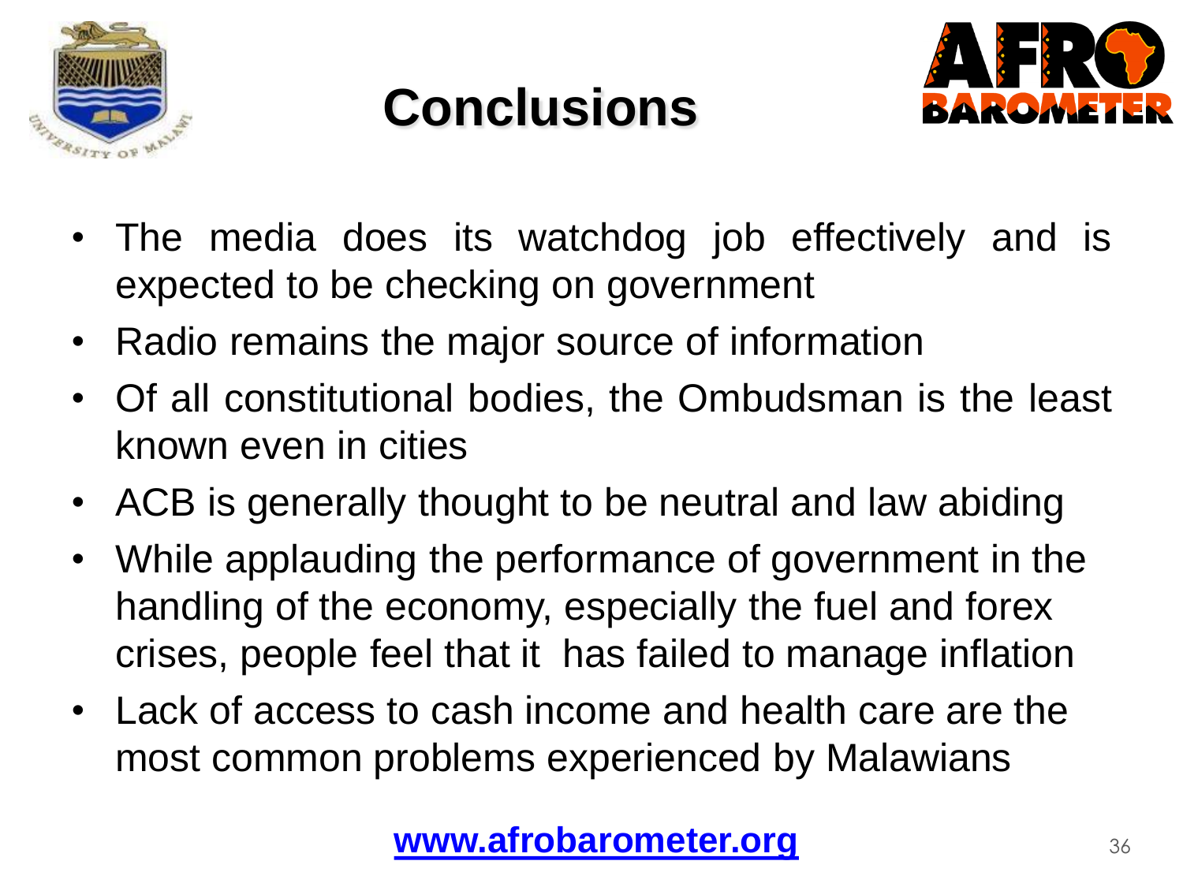# Conclusions

- The media does its watchdog job effectively and is expected to be checking on government
- Radio remains the major source of information
- Of all constitutional bodies, the Ombudsman is the least known even in cities
- ACB is generally thought to be neutral and law abiding
- While applauding the performance of government in the handling of the economy, especially the fuel and forex crises, people feel that it has failed to manage inflation
- Lack of access to cash income and health care are the most common problems experienced by Malawians

**www.afrobarometer.org**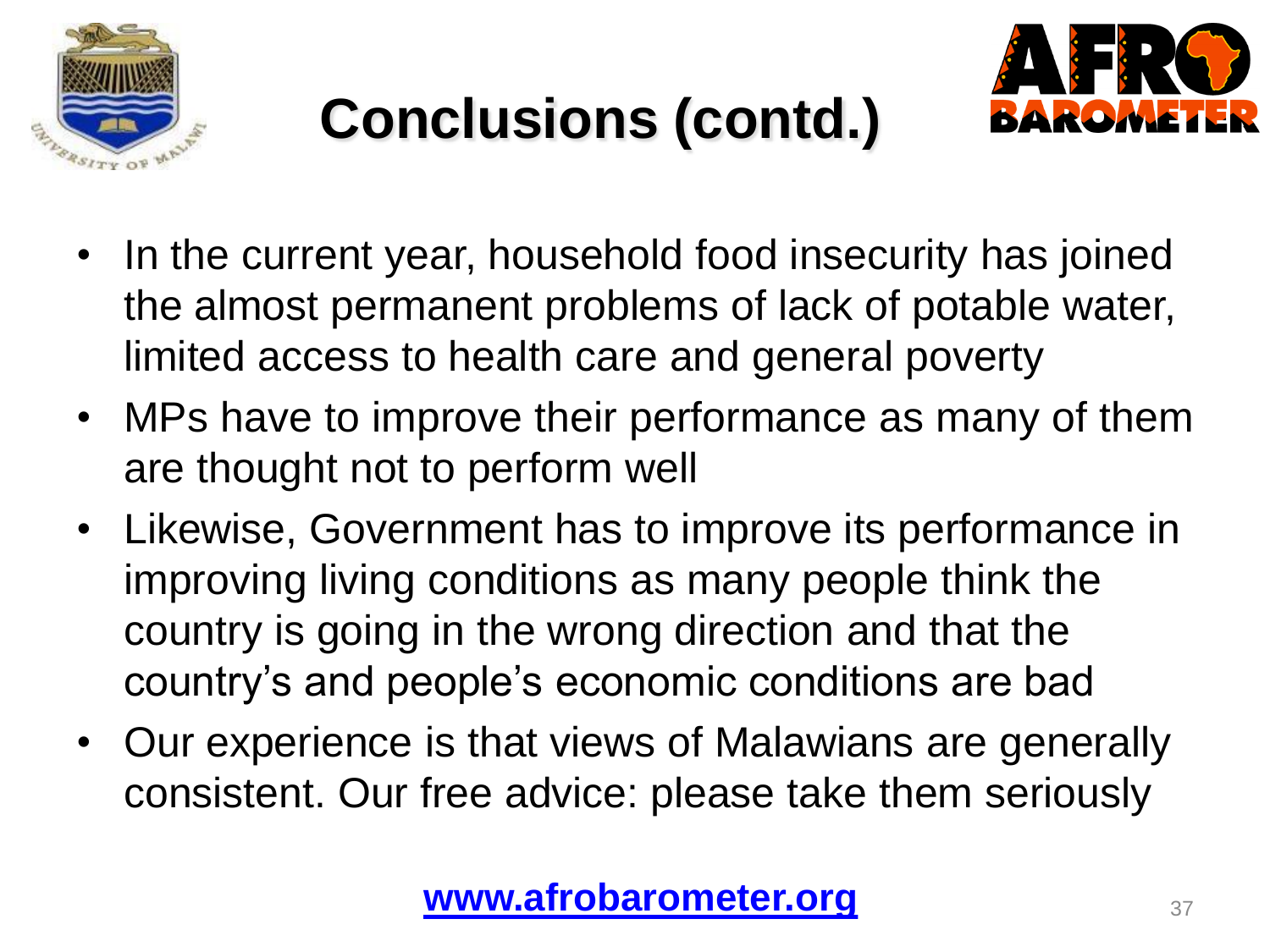# Conclusions (contd.)

- In the current year, household food insecurity has joined the almost permanent problems of lack of potable water, limited access to health care and general poverty
- MPs have to improve their performance as many of them are thought not to perform well
- Likewise, Government has to improve its performance in improving living conditions as many people think the country is going in the wrong direction and that the country's and people's economic conditions are bad
- Our experience is that views of Malawians are generally consistent. Our free advice: please take them seriously

**www.afrobarometer.org**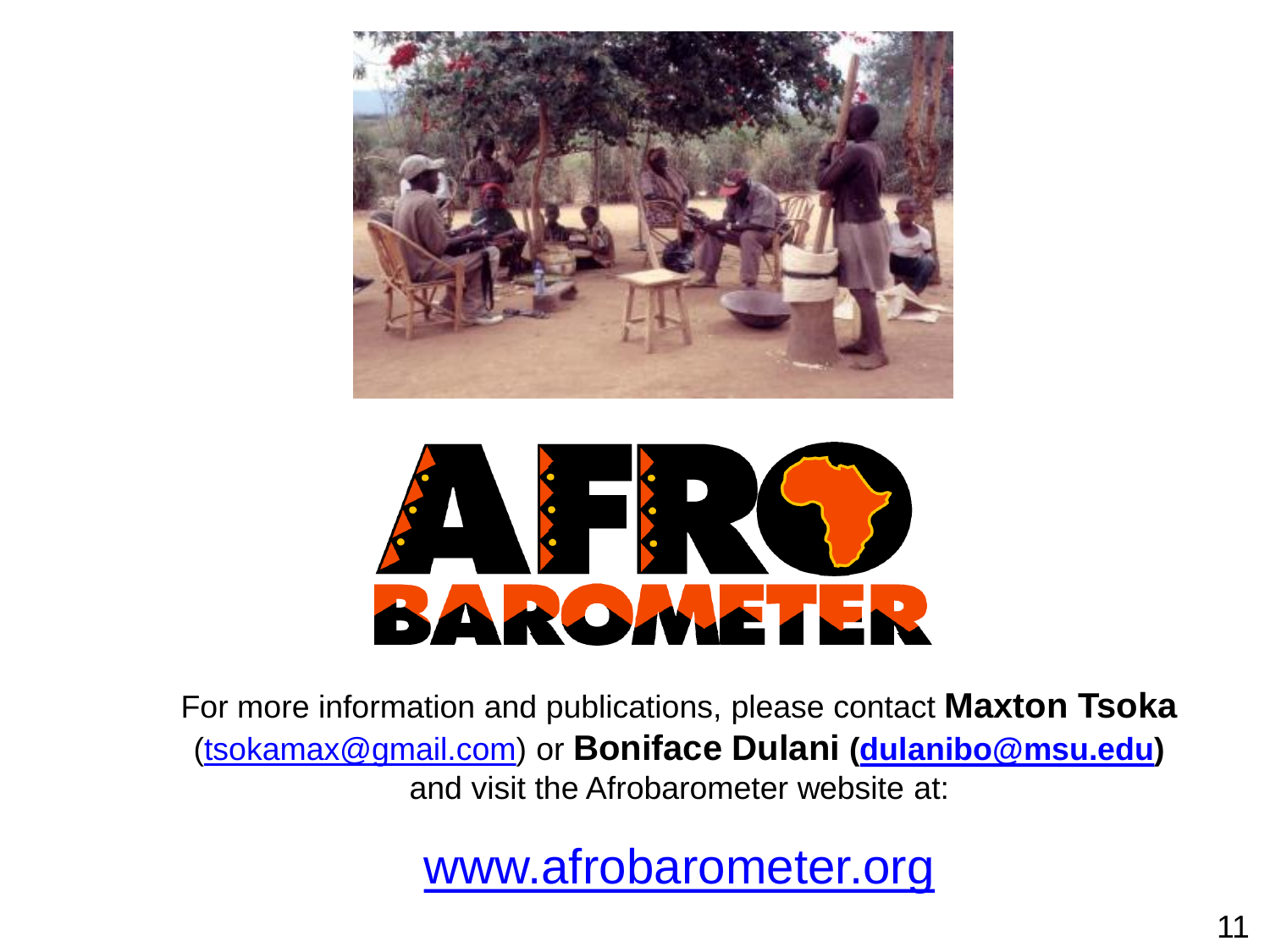For more information and publications, please contact **Maxton Tsoka** ([tsokamax@gmail.com](mailto:tsokamax@gmail.com)) or **Boniface Dulani ([dulanibo@msu.edu](mailto:dulanibo@msu.edu))** and visit the Afrobarometer website at:

[www.afrobarometer.org](http://www.afrobarometer.org)